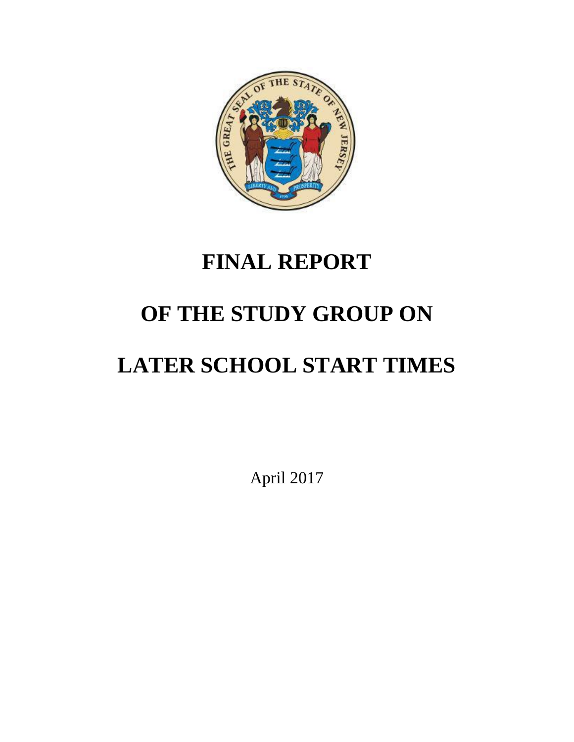# FINAL REPORT

# OF THE STUDY GROUP ON

# LATER SCHOOL START TIMES

April 2017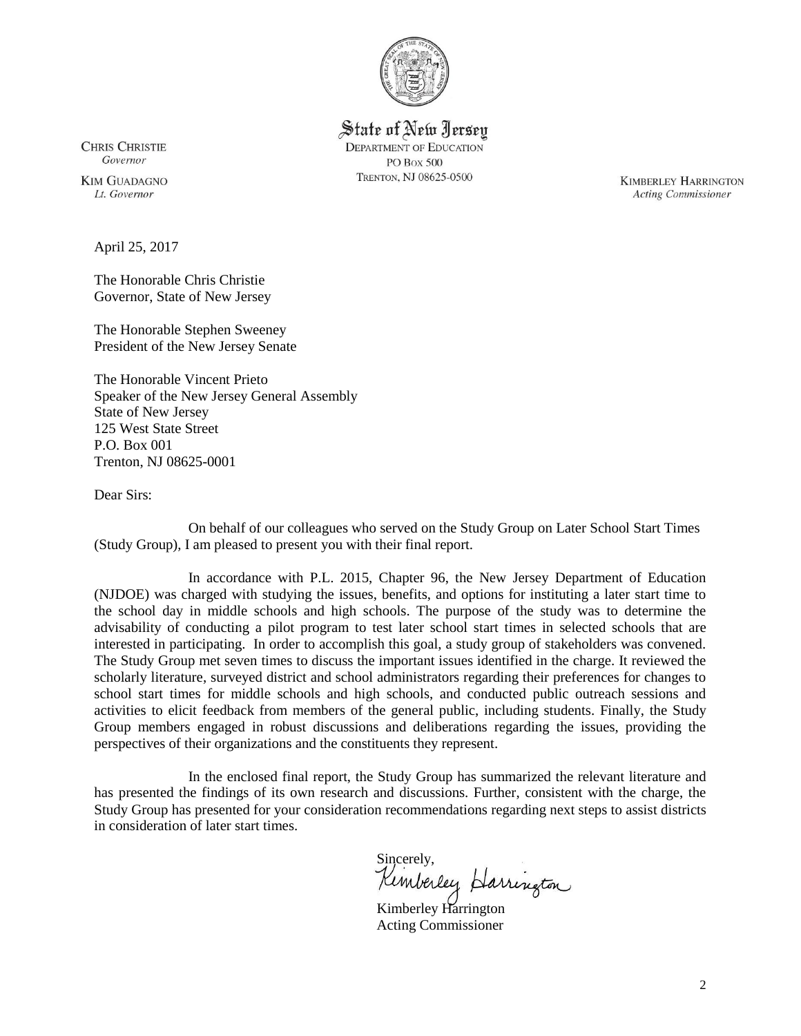State of New Jersey
DEPARTMENT OF EDUCATION
PO BOX 500
TRENTON, NJ 08625-0500

CHRIS CHRISTIE
*Governor*

KIM GUADAGNO
*Lt. Governor*

KIMBERLEY HARRINGTON
*Acting Commissioner*

April 25, 2017

The Honorable Chris Christie
Governor, State of New Jersey

The Honorable Stephen Sweeney
President of the New Jersey Senate

The Honorable Vincent Prieto
Speaker of the New Jersey General Assembly
State of New Jersey
125 West State Street
P.O. Box 001
Trenton, NJ 08625-0001

Dear Sirs:

On behalf of our colleagues who served on the Study Group on Later School Start Times (Study Group), I am pleased to present you with their final report.

In accordance with P.L. 2015, Chapter 96, the New Jersey Department of Education (NJDOE) was charged with studying the issues, benefits, and options for instituting a later start time to the school day in middle schools and high schools. The purpose of the study was to determine the advisability of conducting a pilot program to test later school start times in selected schools that are interested in participating. In order to accomplish this goal, a study group of stakeholders was convened. The Study Group met seven times to discuss the important issues identified in the charge. It reviewed the scholarly literature, surveyed district and school administrators regarding their preferences for changes to school start times for middle schools and high schools, and conducted public outreach sessions and activities to elicit feedback from members of the general public, including students. Finally, the Study Group members engaged in robust discussions and deliberations regarding the issues, providing the perspectives of their organizations and the constituents they represent.

In the enclosed final report, the Study Group has summarized the relevant literature and has presented the findings of its own research and discussions. Further, consistent with the charge, the Study Group has presented for your consideration recommendations regarding next steps to assist districts in consideration of later start times.

Sincerely,

Kimberley Harrington

Kimberley Harrington
Acting Commissioner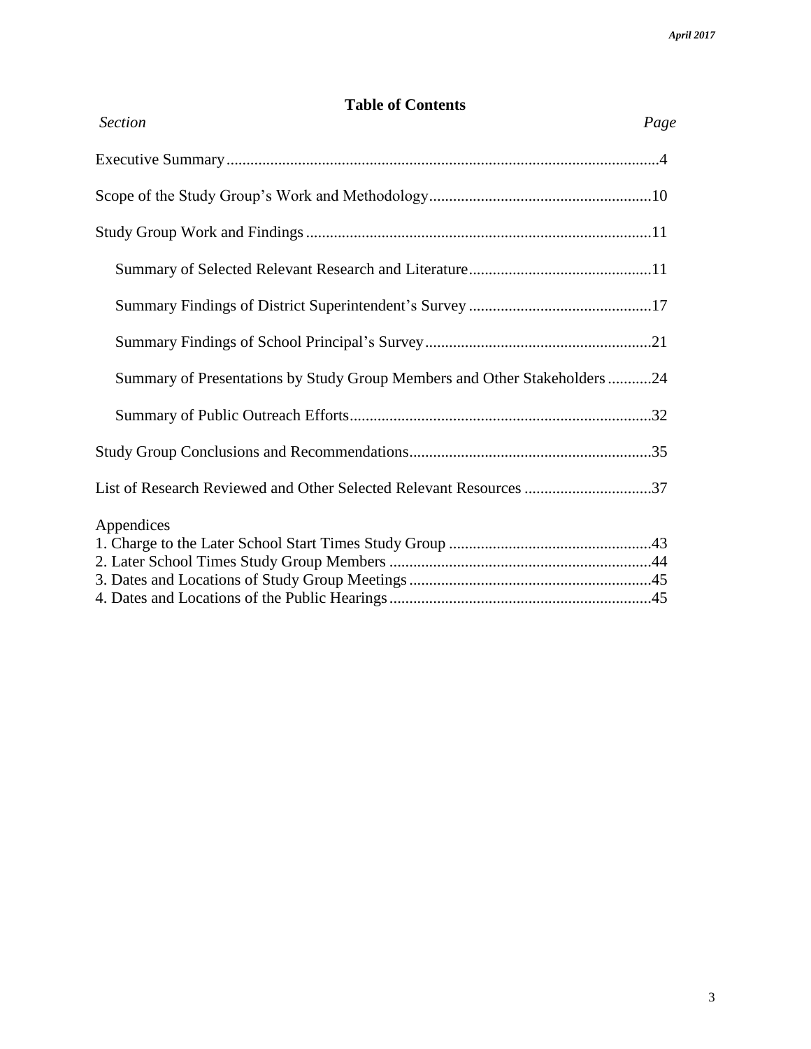## Table of Contents

| *Section* | *Page* |
| --- | --- |
| Executive Summary | 4 |
| Scope of the Study Group's Work and Methodology | 10 |
| Study Group Work and Findings | 11 |
| Summary of Selected Relevant Research and Literature | 11 |
| Summary Findings of District Superintendent's Survey | 17 |
| Summary Findings of School Principal's Survey | 21 |
| Summary of Presentations by Study Group Members and Other Stakeholders | 24 |
| Summary of Public Outreach Efforts | 32 |
| Study Group Conclusions and Recommendations | 35 |
| List of Research Reviewed and Other Selected Relevant Resources | 37 |
| Appendices | |
| 1. Charge to the Later School Start Times Study Group | 43 |
| 2. Later School Times Study Group Members | 44 |
| 3. Dates and Locations of Study Group Meetings | 45 |
| 4. Dates and Locations of the Public Hearings | 45 |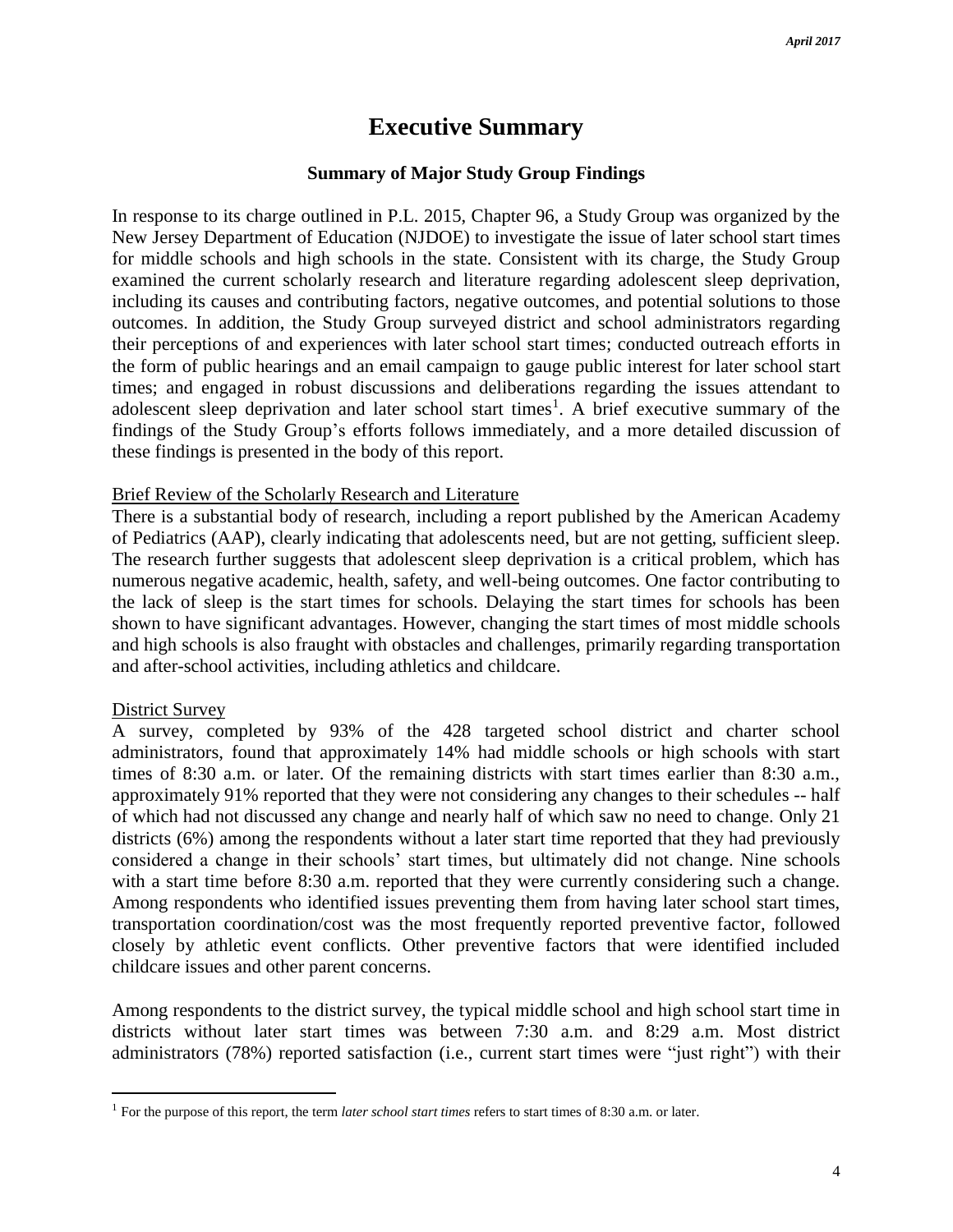# Executive Summary

### Summary of Major Study Group Findings

In response to its charge outlined in P.L. 2015, Chapter 96, a Study Group was organized by the New Jersey Department of Education (NJDOE) to investigate the issue of later school start times for middle schools and high schools in the state. Consistent with its charge, the Study Group examined the current scholarly research and literature regarding adolescent sleep deprivation, including its causes and contributing factors, negative outcomes, and potential solutions to those outcomes. In addition, the Study Group surveyed district and school administrators regarding their perceptions of and experiences with later school start times; conducted outreach efforts in the form of public hearings and an email campaign to gauge public interest for later school start times; and engaged in robust discussions and deliberations regarding the issues attendant to adolescent sleep deprivation and later school start times[1]. A brief executive summary of the findings of the Study Group's efforts follows immediately, and a more detailed discussion of these findings is presented in the body of this report.

Brief Review of the Scholarly Research and Literature

There is a substantial body of research, including a report published by the American Academy of Pediatrics (AAP), clearly indicating that adolescents need, but are not getting, sufficient sleep. The research further suggests that adolescent sleep deprivation is a critical problem, which has numerous negative academic, health, safety, and well-being outcomes. One factor contributing to the lack of sleep is the start times for schools. Delaying the start times for schools has been shown to have significant advantages. However, changing the start times of most middle schools and high schools is also fraught with obstacles and challenges, primarily regarding transportation and after-school activities, including athletics and childcare.

District Survey

A survey, completed by 93% of the 428 targeted school district and charter school administrators, found that approximately 14% had middle schools or high schools with start times of 8:30 a.m. or later. Of the remaining districts with start times earlier than 8:30 a.m., approximately 91% reported that they were not considering any changes to their schedules -- half of which had not discussed any change and nearly half of which saw no need to change. Only 21 districts (6%) among the respondents without a later start time reported that they had previously considered a change in their schools' start times, but ultimately did not change. Nine schools with a start time before 8:30 a.m. reported that they were currently considering such a change. Among respondents who identified issues preventing them from having later school start times, transportation coordination/cost was the most frequently reported preventive factor, followed closely by athletic event conflicts. Other preventive factors that were identified included childcare issues and other parent concerns.

Among respondents to the district survey, the typical middle school and high school start time in districts without later start times was between 7:30 a.m. and 8:29 a.m. Most district administrators (78%) reported satisfaction (i.e., current start times were "just right") with their

[1] For the purpose of this report, the term *later school start times* refers to start times of 8:30 a.m. or later.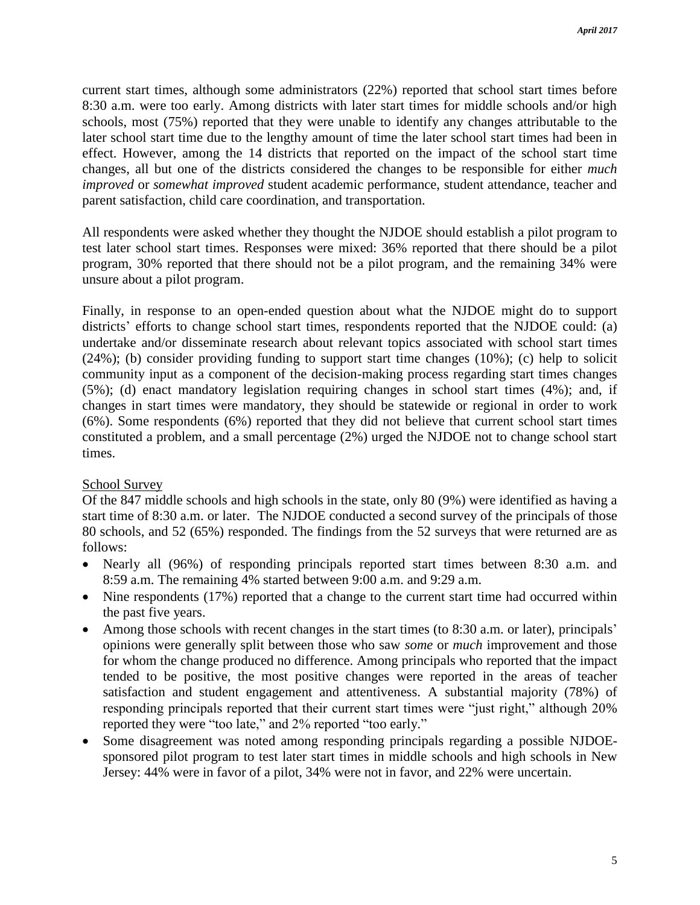current start times, although some administrators (22%) reported that school start times before 8:30 a.m. were too early. Among districts with later start times for middle schools and/or high schools, most (75%) reported that they were unable to identify any changes attributable to the later school start time due to the lengthy amount of time the later school start times had been in effect. However, among the 14 districts that reported on the impact of the school start time changes, all but one of the districts considered the changes to be responsible for either *much improved* or *somewhat improved* student academic performance, student attendance, teacher and parent satisfaction, child care coordination, and transportation.

All respondents were asked whether they thought the NJDOE should establish a pilot program to test later school start times. Responses were mixed: 36% reported that there should be a pilot program, 30% reported that there should not be a pilot program, and the remaining 34% were unsure about a pilot program.

Finally, in response to an open-ended question about what the NJDOE might do to support districts' efforts to change school start times, respondents reported that the NJDOE could: (a) undertake and/or disseminate research about relevant topics associated with school start times (24%); (b) consider providing funding to support start time changes (10%); (c) help to solicit community input as a component of the decision-making process regarding start times changes (5%); (d) enact mandatory legislation requiring changes in school start times (4%); and, if changes in start times were mandatory, they should be statewide or regional in order to work (6%). Some respondents (6%) reported that they did not believe that current school start times constituted a problem, and a small percentage (2%) urged the NJDOE not to change school start times.

School Survey

Of the 847 middle schools and high schools in the state, only 80 (9%) were identified as having a start time of 8:30 a.m. or later. The NJDOE conducted a second survey of the principals of those 80 schools, and 52 (65%) responded. The findings from the 52 surveys that were returned are as follows:

- Nearly all (96%) of responding principals reported start times between 8:30 a.m. and 8:59 a.m. The remaining 4% started between 9:00 a.m. and 9:29 a.m.
- Nine respondents (17%) reported that a change to the current start time had occurred within the past five years.
- Among those schools with recent changes in the start times (to 8:30 a.m. or later), principals' opinions were generally split between those who saw *some* or *much* improvement and those for whom the change produced no difference. Among principals who reported that the impact tended to be positive, the most positive changes were reported in the areas of teacher satisfaction and student engagement and attentiveness. A substantial majority (78%) of responding principals reported that their current start times were "just right," although 20% reported they were "too late," and 2% reported "too early."
- Some disagreement was noted among responding principals regarding a possible NJDOE-sponsored pilot program to test later start times in middle schools and high schools in New Jersey: 44% were in favor of a pilot, 34% were not in favor, and 22% were uncertain.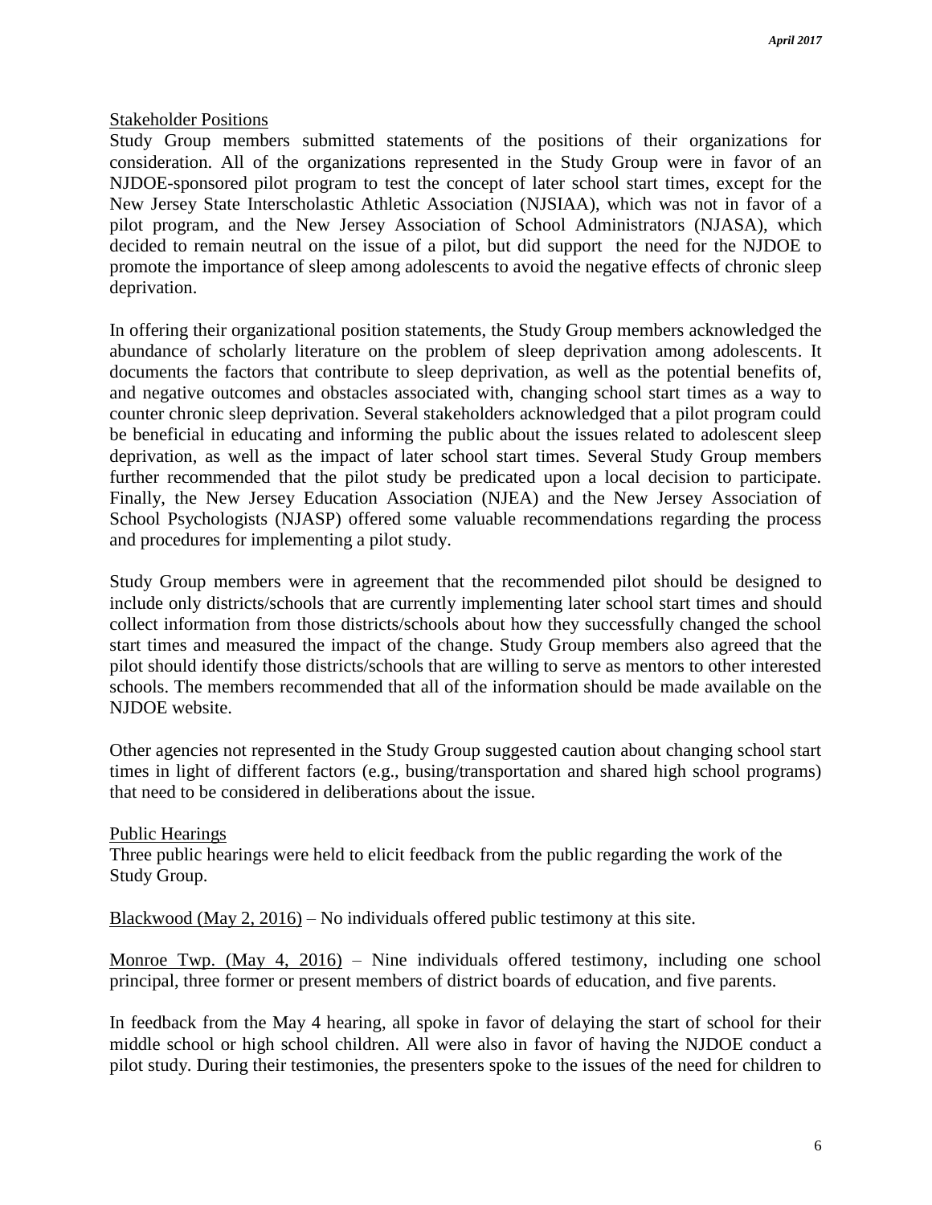Stakeholder Positions

Study Group members submitted statements of the positions of their organizations for consideration. All of the organizations represented in the Study Group were in favor of an NJDOE-sponsored pilot program to test the concept of later school start times, except for the New Jersey State Interscholastic Athletic Association (NJSIAA), which was not in favor of a pilot program, and the New Jersey Association of School Administrators (NJASA), which decided to remain neutral on the issue of a pilot, but did support the need for the NJDOE to promote the importance of sleep among adolescents to avoid the negative effects of chronic sleep deprivation.

In offering their organizational position statements, the Study Group members acknowledged the abundance of scholarly literature on the problem of sleep deprivation among adolescents. It documents the factors that contribute to sleep deprivation, as well as the potential benefits of, and negative outcomes and obstacles associated with, changing school start times as a way to counter chronic sleep deprivation. Several stakeholders acknowledged that a pilot program could be beneficial in educating and informing the public about the issues related to adolescent sleep deprivation, as well as the impact of later school start times. Several Study Group members further recommended that the pilot study be predicated upon a local decision to participate. Finally, the New Jersey Education Association (NJEA) and the New Jersey Association of School Psychologists (NJASP) offered some valuable recommendations regarding the process and procedures for implementing a pilot study.

Study Group members were in agreement that the recommended pilot should be designed to include only districts/schools that are currently implementing later school start times and should collect information from those districts/schools about how they successfully changed the school start times and measured the impact of the change. Study Group members also agreed that the pilot should identify those districts/schools that are willing to serve as mentors to other interested schools. The members recommended that all of the information should be made available on the NJDOE website.

Other agencies not represented in the Study Group suggested caution about changing school start times in light of different factors (e.g., busing/transportation and shared high school programs) that need to be considered in deliberations about the issue.

Public Hearings

Three public hearings were held to elicit feedback from the public regarding the work of the Study Group.

Blackwood (May 2, 2016) – No individuals offered public testimony at this site.

Monroe Twp. (May 4, 2016) – Nine individuals offered testimony, including one school principal, three former or present members of district boards of education, and five parents.

In feedback from the May 4 hearing, all spoke in favor of delaying the start of school for their middle school or high school children. All were also in favor of having the NJDOE conduct a pilot study. During their testimonies, the presenters spoke to the issues of the need for children to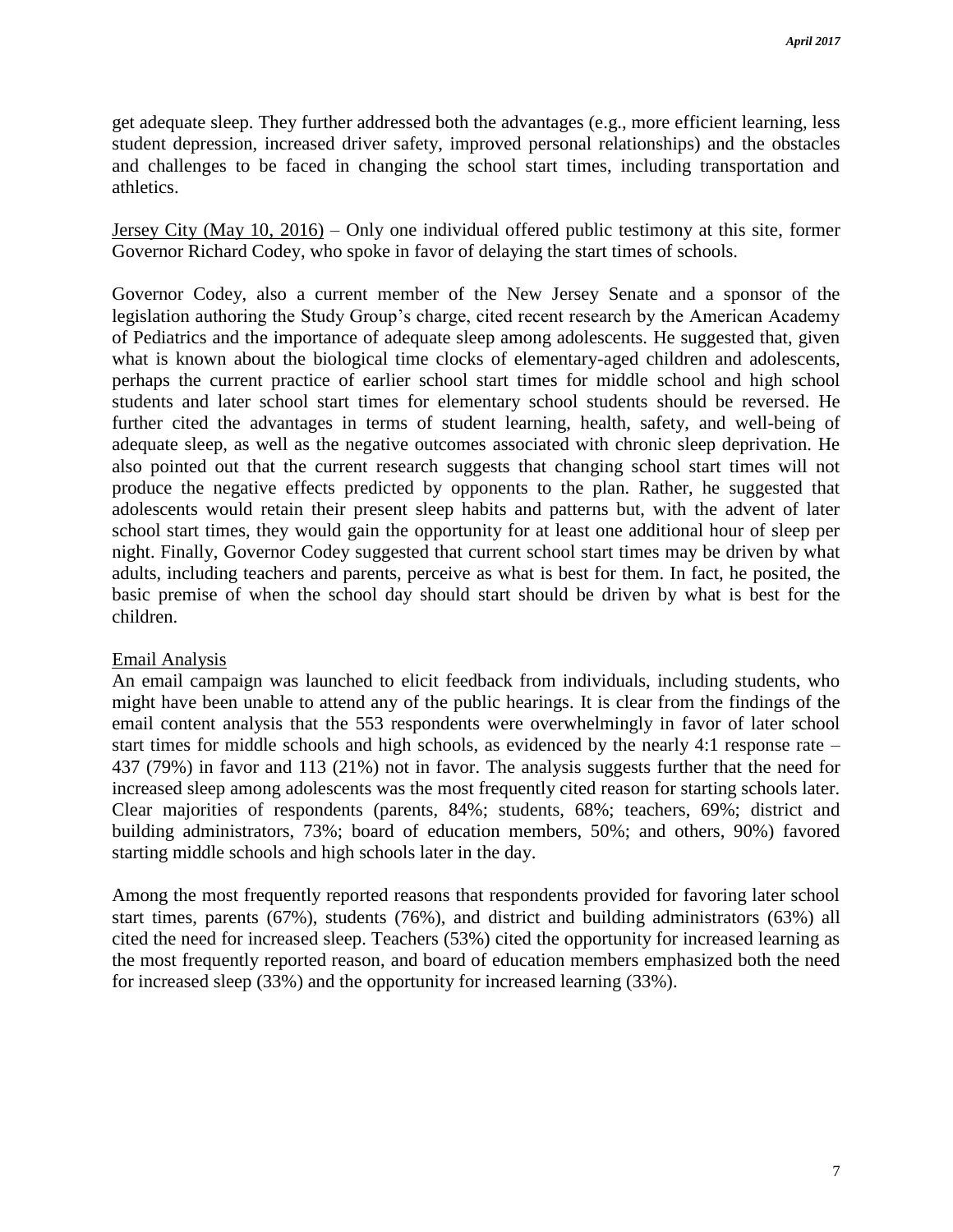get adequate sleep. They further addressed both the advantages (e.g., more efficient learning, less student depression, increased driver safety, improved personal relationships) and the obstacles and challenges to be faced in changing the school start times, including transportation and athletics.

Jersey City (May 10, 2016) – Only one individual offered public testimony at this site, former Governor Richard Codey, who spoke in favor of delaying the start times of schools.

Governor Codey, also a current member of the New Jersey Senate and a sponsor of the legislation authoring the Study Group's charge, cited recent research by the American Academy of Pediatrics and the importance of adequate sleep among adolescents. He suggested that, given what is known about the biological time clocks of elementary-aged children and adolescents, perhaps the current practice of earlier school start times for middle school and high school students and later school start times for elementary school students should be reversed. He further cited the advantages in terms of student learning, health, safety, and well-being of adequate sleep, as well as the negative outcomes associated with chronic sleep deprivation. He also pointed out that the current research suggests that changing school start times will not produce the negative effects predicted by opponents to the plan. Rather, he suggested that adolescents would retain their present sleep habits and patterns but, with the advent of later school start times, they would gain the opportunity for at least one additional hour of sleep per night. Finally, Governor Codey suggested that current school start times may be driven by what adults, including teachers and parents, perceive as what is best for them. In fact, he posited, the basic premise of when the school day should start should be driven by what is best for the children.

Email Analysis

An email campaign was launched to elicit feedback from individuals, including students, who might have been unable to attend any of the public hearings. It is clear from the findings of the email content analysis that the 553 respondents were overwhelmingly in favor of later school start times for middle schools and high schools, as evidenced by the nearly 4:1 response rate – 437 (79%) in favor and 113 (21%) not in favor. The analysis suggests further that the need for increased sleep among adolescents was the most frequently cited reason for starting schools later. Clear majorities of respondents (parents, 84%; students, 68%; teachers, 69%; district and building administrators, 73%; board of education members, 50%; and others, 90%) favored starting middle schools and high schools later in the day.

Among the most frequently reported reasons that respondents provided for favoring later school start times, parents (67%), students (76%), and district and building administrators (63%) all cited the need for increased sleep. Teachers (53%) cited the opportunity for increased learning as the most frequently reported reason, and board of education members emphasized both the need for increased sleep (33%) and the opportunity for increased learning (33%).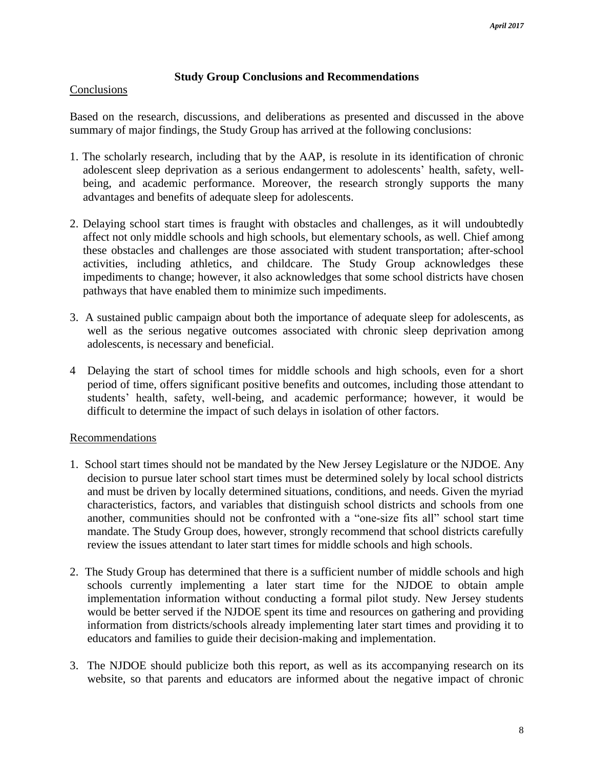## Study Group Conclusions and Recommendations

Conclusions

Based on the research, discussions, and deliberations as presented and discussed in the above summary of major findings, the Study Group has arrived at the following conclusions:

1. The scholarly research, including that by the AAP, is resolute in its identification of chronic adolescent sleep deprivation as a serious endangerment to adolescents' health, safety, well-being, and academic performance. Moreover, the research strongly supports the many advantages and benefits of adequate sleep for adolescents.

2. Delaying school start times is fraught with obstacles and challenges, as it will undoubtedly affect not only middle schools and high schools, but elementary schools, as well. Chief among these obstacles and challenges are those associated with student transportation; after-school activities, including athletics, and childcare. The Study Group acknowledges these impediments to change; however, it also acknowledges that some school districts have chosen pathways that have enabled them to minimize such impediments.

3. A sustained public campaign about both the importance of adequate sleep for adolescents, as well as the serious negative outcomes associated with chronic sleep deprivation among adolescents, is necessary and beneficial.

4 Delaying the start of school times for middle schools and high schools, even for a short period of time, offers significant positive benefits and outcomes, including those attendant to students' health, safety, well-being, and academic performance; however, it would be difficult to determine the impact of such delays in isolation of other factors.

Recommendations

1. School start times should not be mandated by the New Jersey Legislature or the NJDOE. Any decision to pursue later school start times must be determined solely by local school districts and must be driven by locally determined situations, conditions, and needs. Given the myriad characteristics, factors, and variables that distinguish school districts and schools from one another, communities should not be confronted with a "one-size fits all" school start time mandate. The Study Group does, however, strongly recommend that school districts carefully review the issues attendant to later start times for middle schools and high schools.

2. The Study Group has determined that there is a sufficient number of middle schools and high schools currently implementing a later start time for the NJDOE to obtain ample implementation information without conducting a formal pilot study. New Jersey students would be better served if the NJDOE spent its time and resources on gathering and providing information from districts/schools already implementing later start times and providing it to educators and families to guide their decision-making and implementation.

3. The NJDOE should publicize both this report, as well as its accompanying research on its website, so that parents and educators are informed about the negative impact of chronic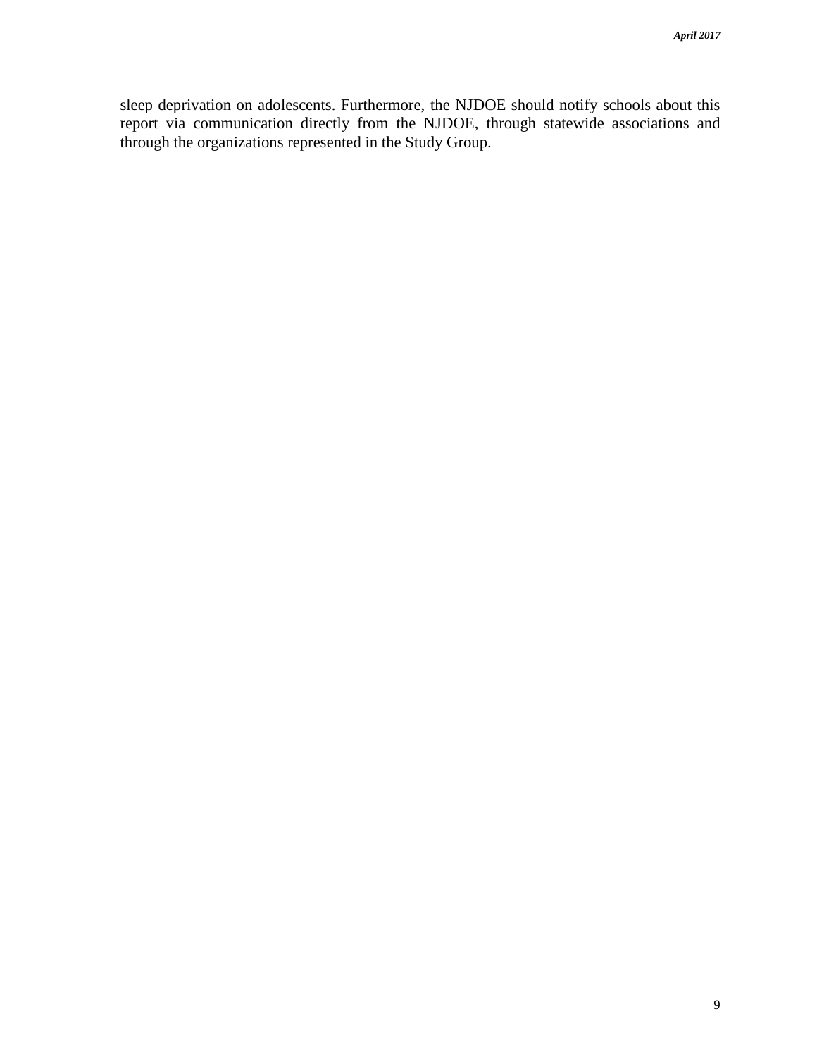sleep deprivation on adolescents. Furthermore, the NJDOE should notify schools about this report via communication directly from the NJDOE, through statewide associations and through the organizations represented in the Study Group.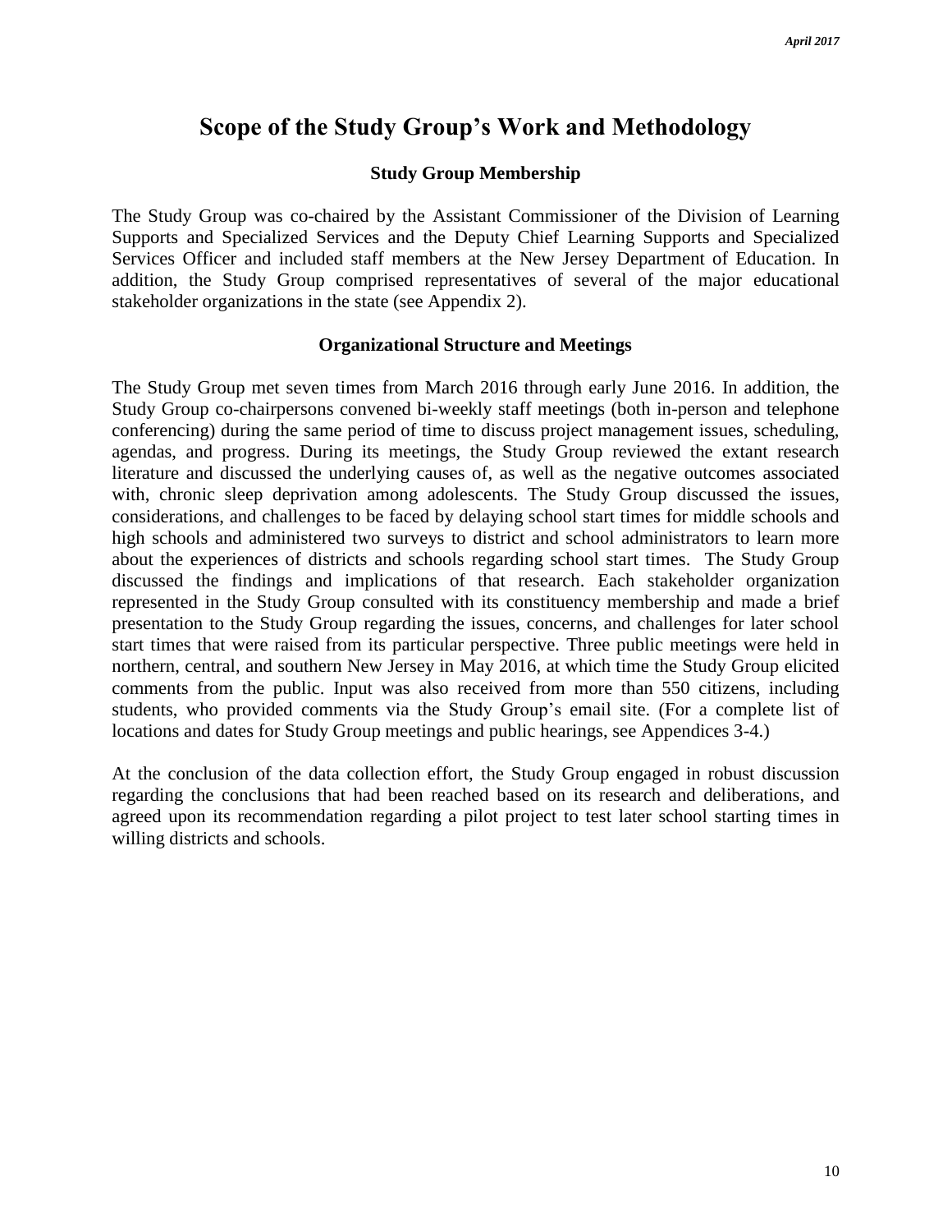# Scope of the Study Group's Work and Methodology

### Study Group Membership

The Study Group was co-chaired by the Assistant Commissioner of the Division of Learning Supports and Specialized Services and the Deputy Chief Learning Supports and Specialized Services Officer and included staff members at the New Jersey Department of Education. In addition, the Study Group comprised representatives of several of the major educational stakeholder organizations in the state (see Appendix 2).

### Organizational Structure and Meetings

The Study Group met seven times from March 2016 through early June 2016. In addition, the Study Group co-chairpersons convened bi-weekly staff meetings (both in-person and telephone conferencing) during the same period of time to discuss project management issues, scheduling, agendas, and progress. During its meetings, the Study Group reviewed the extant research literature and discussed the underlying causes of, as well as the negative outcomes associated with, chronic sleep deprivation among adolescents. The Study Group discussed the issues, considerations, and challenges to be faced by delaying school start times for middle schools and high schools and administered two surveys to district and school administrators to learn more about the experiences of districts and schools regarding school start times. The Study Group discussed the findings and implications of that research. Each stakeholder organization represented in the Study Group consulted with its constituency membership and made a brief presentation to the Study Group regarding the issues, concerns, and challenges for later school start times that were raised from its particular perspective. Three public meetings were held in northern, central, and southern New Jersey in May 2016, at which time the Study Group elicited comments from the public. Input was also received from more than 550 citizens, including students, who provided comments via the Study Group's email site. (For a complete list of locations and dates for Study Group meetings and public hearings, see Appendices 3-4.)

At the conclusion of the data collection effort, the Study Group engaged in robust discussion regarding the conclusions that had been reached based on its research and deliberations, and agreed upon its recommendation regarding a pilot project to test later school starting times in willing districts and schools.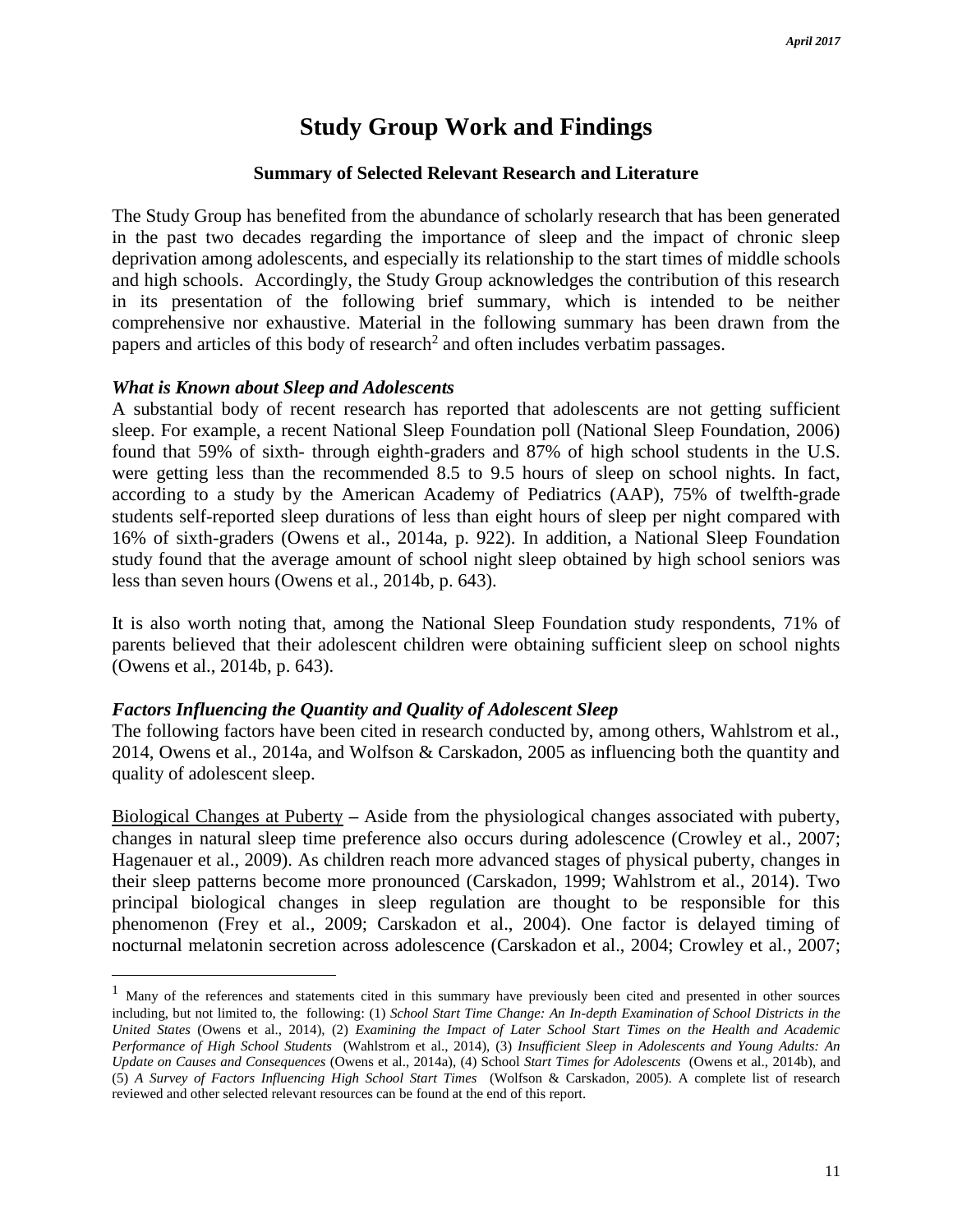# Study Group Work and Findings

## Summary of Selected Relevant Research and Literature

The Study Group has benefited from the abundance of scholarly research that has been generated in the past two decades regarding the importance of sleep and the impact of chronic sleep deprivation among adolescents, and especially its relationship to the start times of middle schools and high schools. Accordingly, the Study Group acknowledges the contribution of this research in its presentation of the following brief summary, which is intended to be neither comprehensive nor exhaustive. Material in the following summary has been drawn from the papers and articles of this body of research[2] and often includes verbatim passages.

### *What is Known about Sleep and Adolescents*

A substantial body of recent research has reported that adolescents are not getting sufficient sleep. For example, a recent National Sleep Foundation poll (National Sleep Foundation, 2006) found that 59% of sixth- through eighth-graders and 87% of high school students in the U.S. were getting less than the recommended 8.5 to 9.5 hours of sleep on school nights. In fact, according to a study by the American Academy of Pediatrics (AAP), 75% of twelfth-grade students self-reported sleep durations of less than eight hours of sleep per night compared with 16% of sixth-graders (Owens et al., 2014a, p. 922). In addition, a National Sleep Foundation study found that the average amount of school night sleep obtained by high school seniors was less than seven hours (Owens et al., 2014b, p. 643).

It is also worth noting that, among the National Sleep Foundation study respondents, 71% of parents believed that their adolescent children were obtaining sufficient sleep on school nights (Owens et al., 2014b, p. 643).

### *Factors Influencing the Quantity and Quality of Adolescent Sleep*

The following factors have been cited in research conducted by, among others, Wahlstrom et al., 2014, Owens et al., 2014a, and Wolfson & Carskadon, 2005 as influencing both the quantity and quality of adolescent sleep.

Biological Changes at Puberty – Aside from the physiological changes associated with puberty, changes in natural sleep time preference also occurs during adolescence (Crowley et al., 2007; Hagenauer et al., 2009). As children reach more advanced stages of physical puberty, changes in their sleep patterns become more pronounced (Carskadon, 1999; Wahlstrom et al., 2014). Two principal biological changes in sleep regulation are thought to be responsible for this phenomenon (Frey et al., 2009; Carskadon et al., 2004). One factor is delayed timing of nocturnal melatonin secretion across adolescence (Carskadon et al., 2004; Crowley et al., 2007;

---

[1] Many of the references and statements cited in this summary have previously been cited and presented in other sources including, but not limited to, the following: (1) *School Start Time Change: An In-depth Examination of School Districts in the United States* (Owens et al., 2014), (2) *Examining the Impact of Later School Start Times on the Health and Academic Performance of High School Students* (Wahlstrom et al., 2014), (3) *Insufficient Sleep in Adolescents and Young Adults: An Update on Causes and Consequences* (Owens et al., 2014a), (4) School *Start Times for Adolescents* (Owens et al., 2014b), and (5) *A Survey of Factors Influencing High School Start Times* (Wolfson & Carskadon, 2005). A complete list of research reviewed and other selected relevant resources can be found at the end of this report.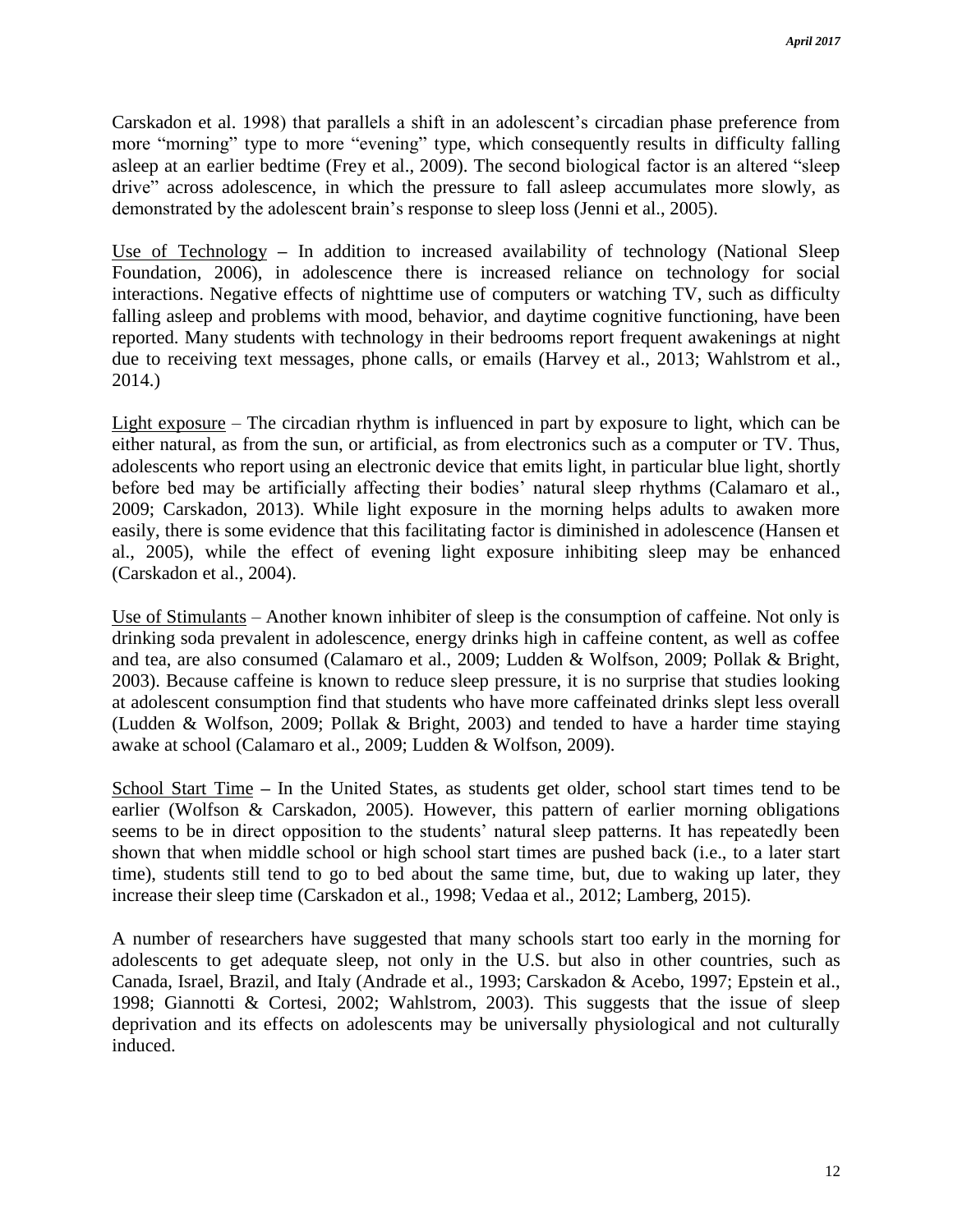Carskadon et al. 1998) that parallels a shift in an adolescent's circadian phase preference from more "morning" type to more "evening" type, which consequently results in difficulty falling asleep at an earlier bedtime (Frey et al., 2009). The second biological factor is an altered "sleep drive" across adolescence, in which the pressure to fall asleep accumulates more slowly, as demonstrated by the adolescent brain's response to sleep loss (Jenni et al., 2005).

<u>Use of Technology</u> – In addition to increased availability of technology (National Sleep Foundation, 2006), in adolescence there is increased reliance on technology for social interactions. Negative effects of nighttime use of computers or watching TV, such as difficulty falling asleep and problems with mood, behavior, and daytime cognitive functioning, have been reported. Many students with technology in their bedrooms report frequent awakenings at night due to receiving text messages, phone calls, or emails (Harvey et al., 2013; Wahlstrom et al., 2014.)

<u>Light exposure</u> – The circadian rhythm is influenced in part by exposure to light, which can be either natural, as from the sun, or artificial, as from electronics such as a computer or TV. Thus, adolescents who report using an electronic device that emits light, in particular blue light, shortly before bed may be artificially affecting their bodies' natural sleep rhythms (Calamaro et al., 2009; Carskadon, 2013). While light exposure in the morning helps adults to awaken more easily, there is some evidence that this facilitating factor is diminished in adolescence (Hansen et al., 2005), while the effect of evening light exposure inhibiting sleep may be enhanced (Carskadon et al., 2004).

<u>Use of Stimulants</u> – Another known inhibiter of sleep is the consumption of caffeine. Not only is drinking soda prevalent in adolescence, energy drinks high in caffeine content, as well as coffee and tea, are also consumed (Calamaro et al., 2009; Ludden & Wolfson, 2009; Pollak & Bright, 2003). Because caffeine is known to reduce sleep pressure, it is no surprise that studies looking at adolescent consumption find that students who have more caffeinated drinks slept less overall (Ludden & Wolfson, 2009; Pollak & Bright, 2003) and tended to have a harder time staying awake at school (Calamaro et al., 2009; Ludden & Wolfson, 2009).

<u>School Start Time</u> – In the United States, as students get older, school start times tend to be earlier (Wolfson & Carskadon, 2005). However, this pattern of earlier morning obligations seems to be in direct opposition to the students' natural sleep patterns. It has repeatedly been shown that when middle school or high school start times are pushed back (i.e., to a later start time), students still tend to go to bed about the same time, but, due to waking up later, they increase their sleep time (Carskadon et al., 1998; Vedaa et al., 2012; Lamberg, 2015).

A number of researchers have suggested that many schools start too early in the morning for adolescents to get adequate sleep, not only in the U.S. but also in other countries, such as Canada, Israel, Brazil, and Italy (Andrade et al., 1993; Carskadon & Acebo, 1997; Epstein et al., 1998; Giannotti & Cortesi, 2002; Wahlstrom, 2003). This suggests that the issue of sleep deprivation and its effects on adolescents may be universally physiological and not culturally induced.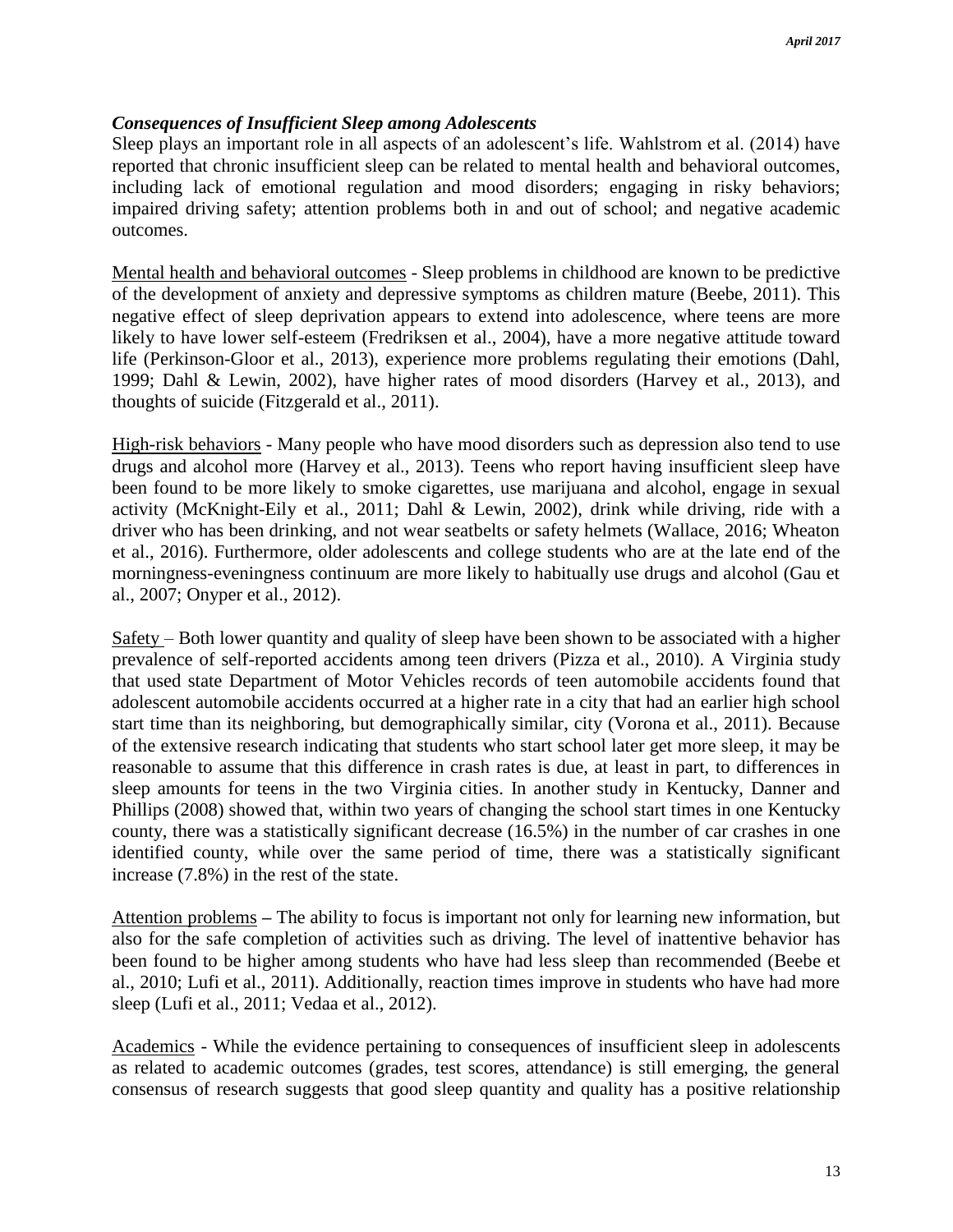### *Consequences of Insufficient Sleep among Adolescents*

Sleep plays an important role in all aspects of an adolescent's life. Wahlstrom et al. (2014) have reported that chronic insufficient sleep can be related to mental health and behavioral outcomes, including lack of emotional regulation and mood disorders; engaging in risky behaviors; impaired driving safety; attention problems both in and out of school; and negative academic outcomes.

<u>Mental health and behavioral outcomes</u> - Sleep problems in childhood are known to be predictive of the development of anxiety and depressive symptoms as children mature (Beebe, 2011). This negative effect of sleep deprivation appears to extend into adolescence, where teens are more likely to have lower self-esteem (Fredriksen et al., 2004), have a more negative attitude toward life (Perkinson-Gloor et al., 2013), experience more problems regulating their emotions (Dahl, 1999; Dahl & Lewin, 2002), have higher rates of mood disorders (Harvey et al., 2013), and thoughts of suicide (Fitzgerald et al., 2011).

<u>High-risk behaviors</u> - Many people who have mood disorders such as depression also tend to use drugs and alcohol more (Harvey et al., 2013). Teens who report having insufficient sleep have been found to be more likely to smoke cigarettes, use marijuana and alcohol, engage in sexual activity (McKnight-Eily et al., 2011; Dahl & Lewin, 2002), drink while driving, ride with a driver who has been drinking, and not wear seatbelts or safety helmets (Wallace, 2016; Wheaton et al., 2016). Furthermore, older adolescents and college students who are at the late end of the morningness-eveningness continuum are more likely to habitually use drugs and alcohol (Gau et al., 2007; Onyper et al., 2012).

<u>Safety</u> – Both lower quantity and quality of sleep have been shown to be associated with a higher prevalence of self-reported accidents among teen drivers (Pizza et al., 2010). A Virginia study that used state Department of Motor Vehicles records of teen automobile accidents found that adolescent automobile accidents occurred at a higher rate in a city that had an earlier high school start time than its neighboring, but demographically similar, city (Vorona et al., 2011). Because of the extensive research indicating that students who start school later get more sleep, it may be reasonable to assume that this difference in crash rates is due, at least in part, to differences in sleep amounts for teens in the two Virginia cities. In another study in Kentucky, Danner and Phillips (2008) showed that, within two years of changing the school start times in one Kentucky county, there was a statistically significant decrease (16.5%) in the number of car crashes in one identified county, while over the same period of time, there was a statistically significant increase (7.8%) in the rest of the state.

<u>Attention problems</u> **–** The ability to focus is important not only for learning new information, but also for the safe completion of activities such as driving. The level of inattentive behavior has been found to be higher among students who have had less sleep than recommended (Beebe et al., 2010; Lufi et al., 2011). Additionally, reaction times improve in students who have had more sleep (Lufi et al., 2011; Vedaa et al., 2012).

<u>Academics</u> - While the evidence pertaining to consequences of insufficient sleep in adolescents as related to academic outcomes (grades, test scores, attendance) is still emerging, the general consensus of research suggests that good sleep quantity and quality has a positive relationship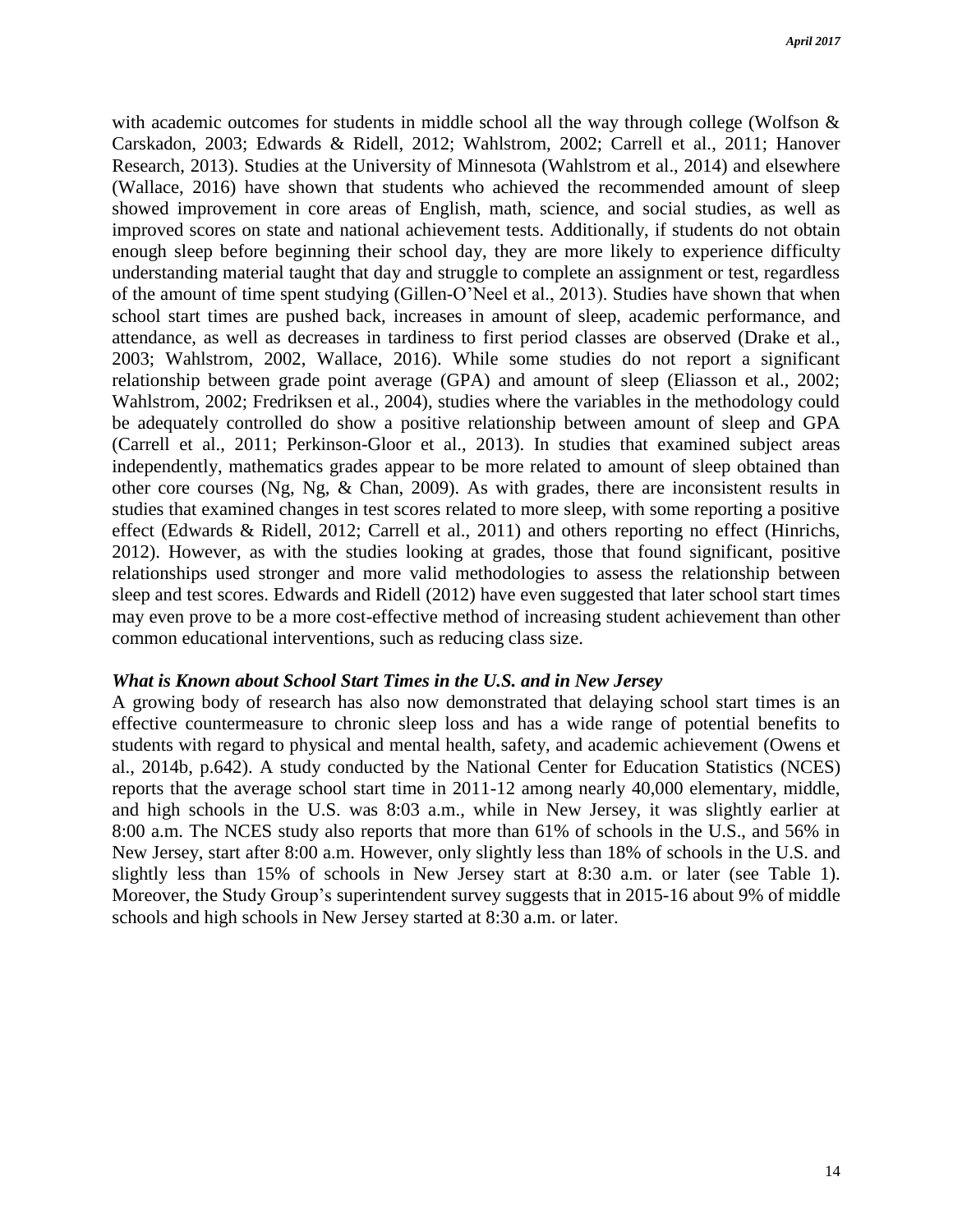with academic outcomes for students in middle school all the way through college (Wolfson & Carskadon, 2003; Edwards & Ridell, 2012; Wahlstrom, 2002; Carrell et al., 2011; Hanover Research, 2013). Studies at the University of Minnesota (Wahlstrom et al., 2014) and elsewhere (Wallace, 2016) have shown that students who achieved the recommended amount of sleep showed improvement in core areas of English, math, science, and social studies, as well as improved scores on state and national achievement tests. Additionally, if students do not obtain enough sleep before beginning their school day, they are more likely to experience difficulty understanding material taught that day and struggle to complete an assignment or test, regardless of the amount of time spent studying (Gillen-O'Neel et al., 2013). Studies have shown that when school start times are pushed back, increases in amount of sleep, academic performance, and attendance, as well as decreases in tardiness to first period classes are observed (Drake et al., 2003; Wahlstrom, 2002, Wallace, 2016). While some studies do not report a significant relationship between grade point average (GPA) and amount of sleep (Eliasson et al., 2002; Wahlstrom, 2002; Fredriksen et al., 2004), studies where the variables in the methodology could be adequately controlled do show a positive relationship between amount of sleep and GPA (Carrell et al., 2011; Perkinson-Gloor et al., 2013). In studies that examined subject areas independently, mathematics grades appear to be more related to amount of sleep obtained than other core courses (Ng, Ng, & Chan, 2009). As with grades, there are inconsistent results in studies that examined changes in test scores related to more sleep, with some reporting a positive effect (Edwards & Ridell, 2012; Carrell et al., 2011) and others reporting no effect (Hinrichs, 2012). However, as with the studies looking at grades, those that found significant, positive relationships used stronger and more valid methodologies to assess the relationship between sleep and test scores. Edwards and Ridell (2012) have even suggested that later school start times may even prove to be a more cost-effective method of increasing student achievement than other common educational interventions, such as reducing class size.

### *What is Known about School Start Times in the U.S. and in New Jersey*

A growing body of research has also now demonstrated that delaying school start times is an effective countermeasure to chronic sleep loss and has a wide range of potential benefits to students with regard to physical and mental health, safety, and academic achievement (Owens et al., 2014b, p.642). A study conducted by the National Center for Education Statistics (NCES) reports that the average school start time in 2011-12 among nearly 40,000 elementary, middle, and high schools in the U.S. was 8:03 a.m., while in New Jersey, it was slightly earlier at 8:00 a.m. The NCES study also reports that more than 61% of schools in the U.S., and 56% in New Jersey, start after 8:00 a.m. However, only slightly less than 18% of schools in the U.S. and slightly less than 15% of schools in New Jersey start at 8:30 a.m. or later (see Table 1). Moreover, the Study Group's superintendent survey suggests that in 2015-16 about 9% of middle schools and high schools in New Jersey started at 8:30 a.m. or later.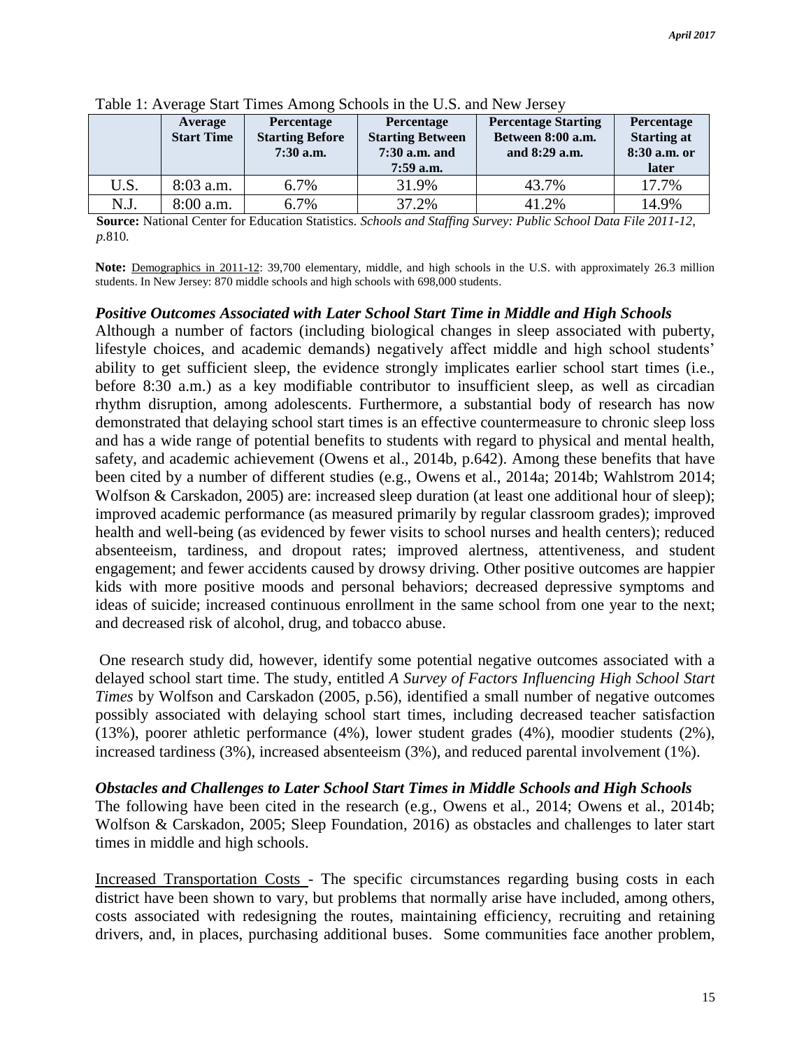Table 1: Average Start Times Among Schools in the U.S. and New Jersey

| | Average Start Time | Percentage Starting Before 7:30 a.m. | Percentage Starting Between 7:30 a.m. and 7:59 a.m. | Percentage Starting Between 8:00 a.m. and 8:29 a.m. | Percentage Starting at 8:30 a.m. or later |
|---|---|---|---|---|---|
| U.S. | 8:03 a.m. | 6.7% | 31.9% | 43.7% | 17.7% |
| N.J. | 8:00 a.m. | 6.7% | 37.2% | 41.2% | 14.9% |

**Source:** National Center for Education Statistics. *Schools and Staffing Survey: Public School Data File 2011-12, p.*810.

**Note:** Demographics in 2011-12: 39,700 elementary, middle, and high schools in the U.S. with approximately 26.3 million students. In New Jersey: 870 middle schools and high schools with 698,000 students.

### *Positive Outcomes Associated with Later School Start Time in Middle and High Schools*

Although a number of factors (including biological changes in sleep associated with puberty, lifestyle choices, and academic demands) negatively affect middle and high school students' ability to get sufficient sleep, the evidence strongly implicates earlier school start times (i.e., before 8:30 a.m.) as a key modifiable contributor to insufficient sleep, as well as circadian rhythm disruption, among adolescents. Furthermore, a substantial body of research has now demonstrated that delaying school start times is an effective countermeasure to chronic sleep loss and has a wide range of potential benefits to students with regard to physical and mental health, safety, and academic achievement (Owens et al., 2014b, p.642). Among these benefits that have been cited by a number of different studies (e.g., Owens et al., 2014a; 2014b; Wahlstrom 2014; Wolfson & Carskadon, 2005) are: increased sleep duration (at least one additional hour of sleep); improved academic performance (as measured primarily by regular classroom grades); improved health and well-being (as evidenced by fewer visits to school nurses and health centers); reduced absenteeism, tardiness, and dropout rates; improved alertness, attentiveness, and student engagement; and fewer accidents caused by drowsy driving. Other positive outcomes are happier kids with more positive moods and personal behaviors; decreased depressive symptoms and ideas of suicide; increased continuous enrollment in the same school from one year to the next; and decreased risk of alcohol, drug, and tobacco abuse.

One research study did, however, identify some potential negative outcomes associated with a delayed school start time. The study, entitled *A Survey of Factors Influencing High School Start Times* by Wolfson and Carskadon (2005, p.56), identified a small number of negative outcomes possibly associated with delaying school start times, including decreased teacher satisfaction (13%), poorer athletic performance (4%), lower student grades (4%), moodier students (2%), increased tardiness (3%), increased absenteeism (3%), and reduced parental involvement (1%).

### *Obstacles and Challenges to Later School Start Times in Middle Schools and High Schools*

The following have been cited in the research (e.g., Owens et al., 2014; Owens et al., 2014b; Wolfson & Carskadon, 2005; Sleep Foundation, 2016) as obstacles and challenges to later start times in middle and high schools.

Increased Transportation Costs - The specific circumstances regarding busing costs in each district have been shown to vary, but problems that normally arise have included, among others, costs associated with redesigning the routes, maintaining efficiency, recruiting and retaining drivers, and, in places, purchasing additional buses. Some communities face another problem,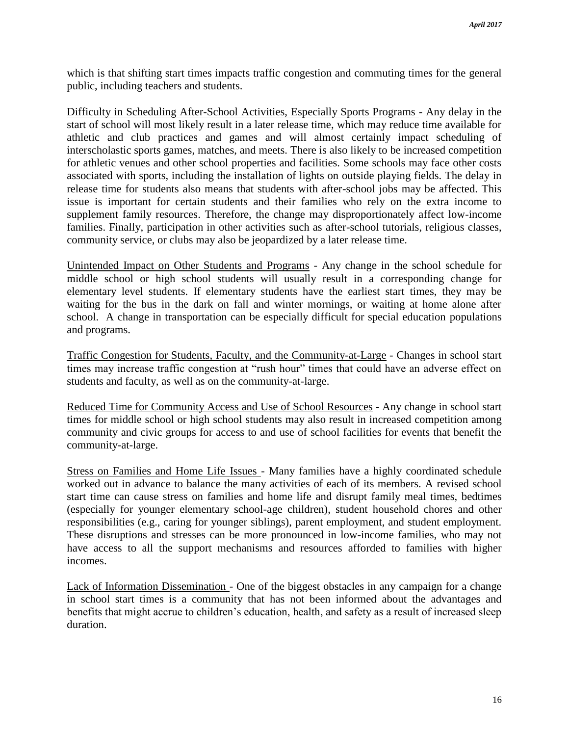which is that shifting start times impacts traffic congestion and commuting times for the general public, including teachers and students.

<u>Difficulty in Scheduling After-School Activities, Especially Sports Programs</u> - Any delay in the start of school will most likely result in a later release time, which may reduce time available for athletic and club practices and games and will almost certainly impact scheduling of interscholastic sports games, matches, and meets. There is also likely to be increased competition for athletic venues and other school properties and facilities. Some schools may face other costs associated with sports, including the installation of lights on outside playing fields. The delay in release time for students also means that students with after-school jobs may be affected. This issue is important for certain students and their families who rely on the extra income to supplement family resources. Therefore, the change may disproportionately affect low-income families. Finally, participation in other activities such as after-school tutorials, religious classes, community service, or clubs may also be jeopardized by a later release time.

<u>Unintended Impact on Other Students and Programs</u> - Any change in the school schedule for middle school or high school students will usually result in a corresponding change for elementary level students. If elementary students have the earliest start times, they may be waiting for the bus in the dark on fall and winter mornings, or waiting at home alone after school. A change in transportation can be especially difficult for special education populations and programs.

<u>Traffic Congestion for Students, Faculty, and the Community-at-Large</u> - Changes in school start times may increase traffic congestion at "rush hour" times that could have an adverse effect on students and faculty, as well as on the community-at-large.

<u>Reduced Time for Community Access and Use of School Resources</u> - Any change in school start times for middle school or high school students may also result in increased competition among community and civic groups for access to and use of school facilities for events that benefit the community-at-large.

<u>Stress on Families and Home Life Issues</u> - Many families have a highly coordinated schedule worked out in advance to balance the many activities of each of its members. A revised school start time can cause stress on families and home life and disrupt family meal times, bedtimes (especially for younger elementary school-age children), student household chores and other responsibilities (e.g., caring for younger siblings), parent employment, and student employment. These disruptions and stresses can be more pronounced in low-income families, who may not have access to all the support mechanisms and resources afforded to families with higher incomes.

<u>Lack of Information Dissemination</u> - One of the biggest obstacles in any campaign for a change in school start times is a community that has not been informed about the advantages and benefits that might accrue to children's education, health, and safety as a result of increased sleep duration.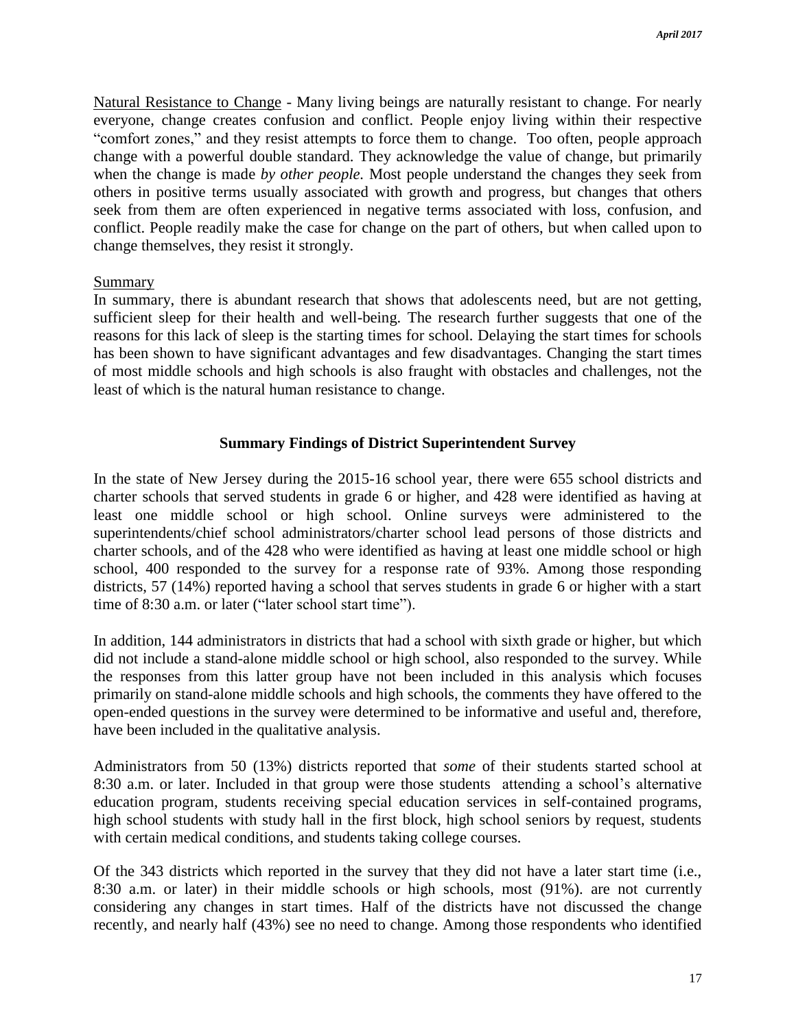<u>Natural Resistance to Change</u> - Many living beings are naturally resistant to change. For nearly everyone, change creates confusion and conflict. People enjoy living within their respective "comfort zones," and they resist attempts to force them to change. Too often, people approach change with a powerful double standard. They acknowledge the value of change, but primarily when the change is made *by other people.* Most people understand the changes they seek from others in positive terms usually associated with growth and progress, but changes that others seek from them are often experienced in negative terms associated with loss, confusion, and conflict. People readily make the case for change on the part of others, but when called upon to change themselves, they resist it strongly.

<u>Summary</u>

In summary, there is abundant research that shows that adolescents need, but are not getting, sufficient sleep for their health and well-being. The research further suggests that one of the reasons for this lack of sleep is the starting times for school. Delaying the start times for schools has been shown to have significant advantages and few disadvantages. Changing the start times of most middle schools and high schools is also fraught with obstacles and challenges, not the least of which is the natural human resistance to change.

## Summary Findings of District Superintendent Survey

In the state of New Jersey during the 2015-16 school year, there were 655 school districts and charter schools that served students in grade 6 or higher, and 428 were identified as having at least one middle school or high school. Online surveys were administered to the superintendents/chief school administrators/charter school lead persons of those districts and charter schools, and of the 428 who were identified as having at least one middle school or high school, 400 responded to the survey for a response rate of 93%. Among those responding districts, 57 (14%) reported having a school that serves students in grade 6 or higher with a start time of 8:30 a.m. or later ("later school start time").

In addition, 144 administrators in districts that had a school with sixth grade or higher, but which did not include a stand-alone middle school or high school, also responded to the survey. While the responses from this latter group have not been included in this analysis which focuses primarily on stand-alone middle schools and high schools, the comments they have offered to the open-ended questions in the survey were determined to be informative and useful and, therefore, have been included in the qualitative analysis.

Administrators from 50 (13%) districts reported that *some* of their students started school at 8:30 a.m. or later. Included in that group were those students attending a school's alternative education program, students receiving special education services in self-contained programs, high school students with study hall in the first block, high school seniors by request, students with certain medical conditions, and students taking college courses.

Of the 343 districts which reported in the survey that they did not have a later start time (i.e., 8:30 a.m. or later) in their middle schools or high schools, most (91%). are not currently considering any changes in start times. Half of the districts have not discussed the change recently, and nearly half (43%) see no need to change. Among those respondents who identified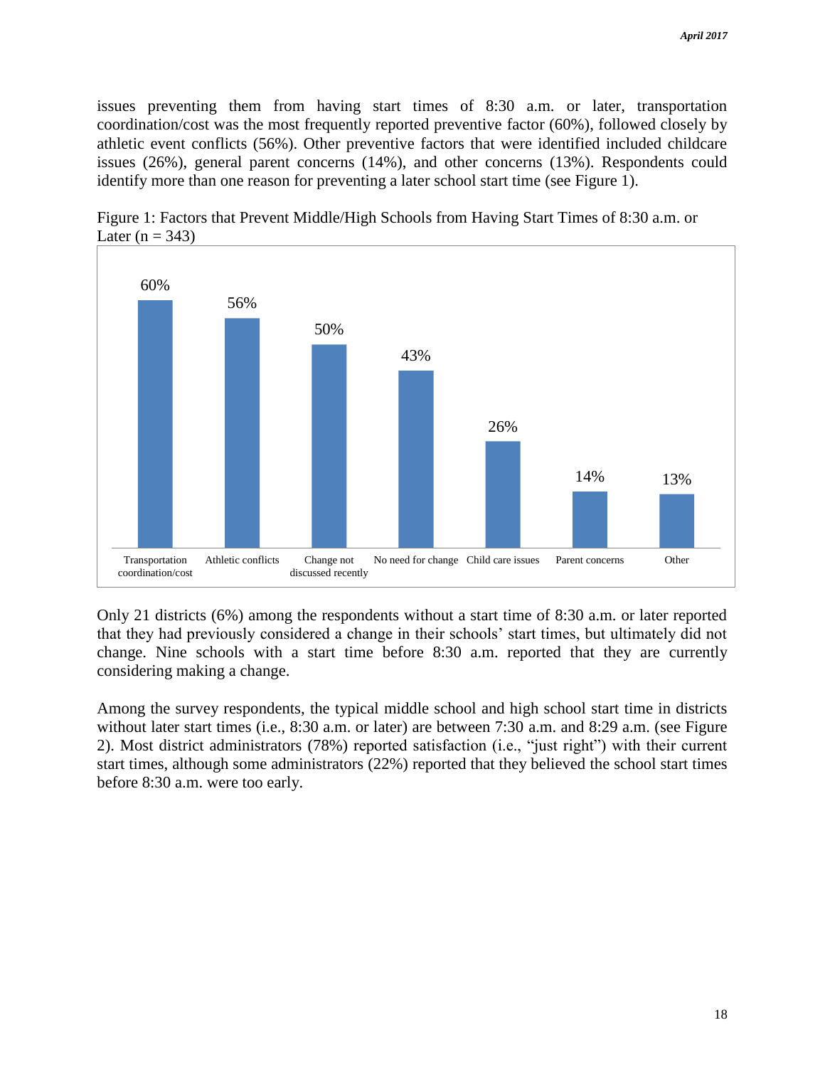issues preventing them from having start times of 8:30 a.m. or later, transportation coordination/cost was the most frequently reported preventive factor (60%), followed closely by athletic event conflicts (56%). Other preventive factors that were identified included childcare issues (26%), general parent concerns (14%), and other concerns (13%). Respondents could identify more than one reason for preventing a later school start time (see Figure 1).

Figure 1: Factors that Prevent Middle/High Schools from Having Start Times of 8:30 a.m. or Later (n = 343)

| Factor | Percent |
| --- | --- |
| Transportation coordination/cost | 60% |
| Athletic conflicts | 56% |
| Change not discussed recently | 50% |
| No need for change | 43% |
| Child care issues | 26% |
| Parent concerns | 14% |
| Other | 13% |

Only 21 districts (6%) among the respondents without a start time of 8:30 a.m. or later reported that they had previously considered a change in their schools' start times, but ultimately did not change. Nine schools with a start time before 8:30 a.m. reported that they are currently considering making a change.

Among the survey respondents, the typical middle school and high school start time in districts without later start times (i.e., 8:30 a.m. or later) are between 7:30 a.m. and 8:29 a.m. (see Figure 2). Most district administrators (78%) reported satisfaction (i.e., "just right") with their current start times, although some administrators (22%) reported that they believed the school start times before 8:30 a.m. were too early.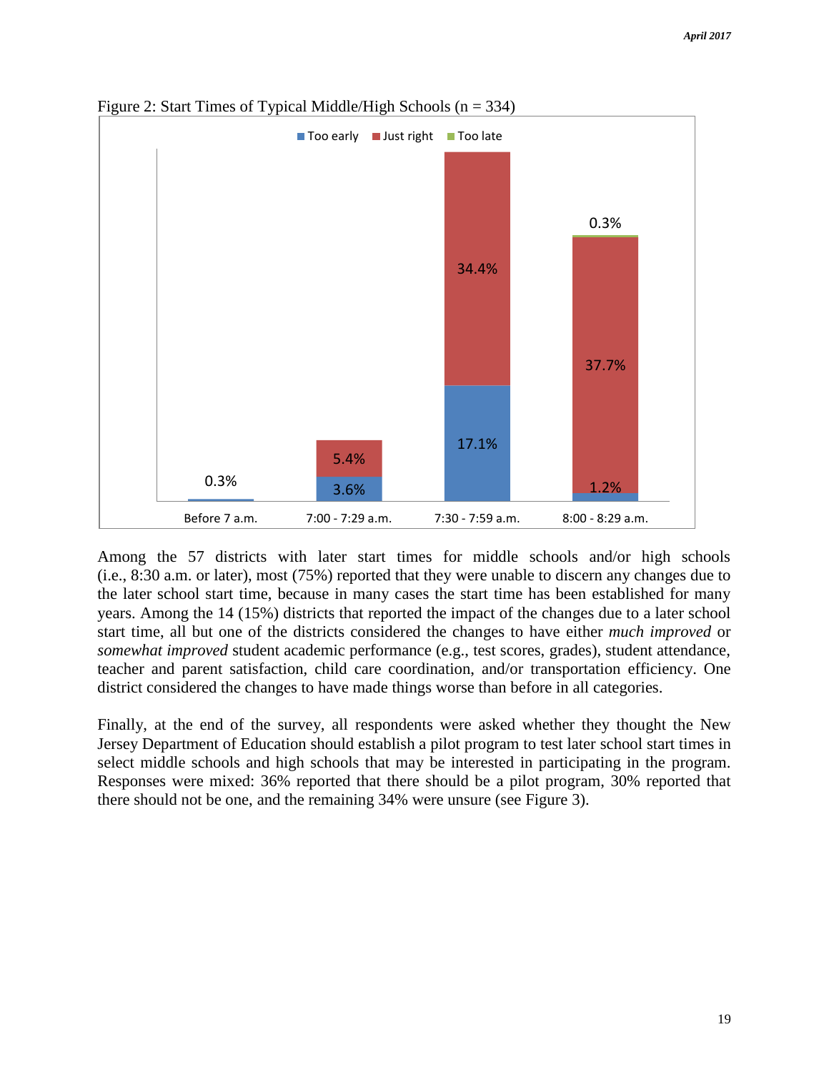Figure 2: Start Times of Typical Middle/High Schools (n = 334)

| Start time | Too early | Just right | Too late |
| --- | --- | --- | --- |
| Before 7 a.m. | 0.3% | | |
| 7:00 - 7:29 a.m. | 3.6% | 5.4% | |
| 7:30 - 7:59 a.m. | 17.1% | 34.4% | |
| 8:00 - 8:29 a.m. | 1.2% | 37.7% | 0.3% |

Among the 57 districts with later start times for middle schools and/or high schools (i.e., 8:30 a.m. or later), most (75%) reported that they were unable to discern any changes due to the later school start time, because in many cases the start time has been established for many years. Among the 14 (15%) districts that reported the impact of the changes due to a later school start time, all but one of the districts considered the changes to have either *much improved* or *somewhat improved* student academic performance (e.g., test scores, grades), student attendance, teacher and parent satisfaction, child care coordination, and/or transportation efficiency. One district considered the changes to have made things worse than before in all categories.

Finally, at the end of the survey, all respondents were asked whether they thought the New Jersey Department of Education should establish a pilot program to test later school start times in select middle schools and high schools that may be interested in participating in the program. Responses were mixed: 36% reported that there should be a pilot program, 30% reported that there should not be one, and the remaining 34% were unsure (see Figure 3).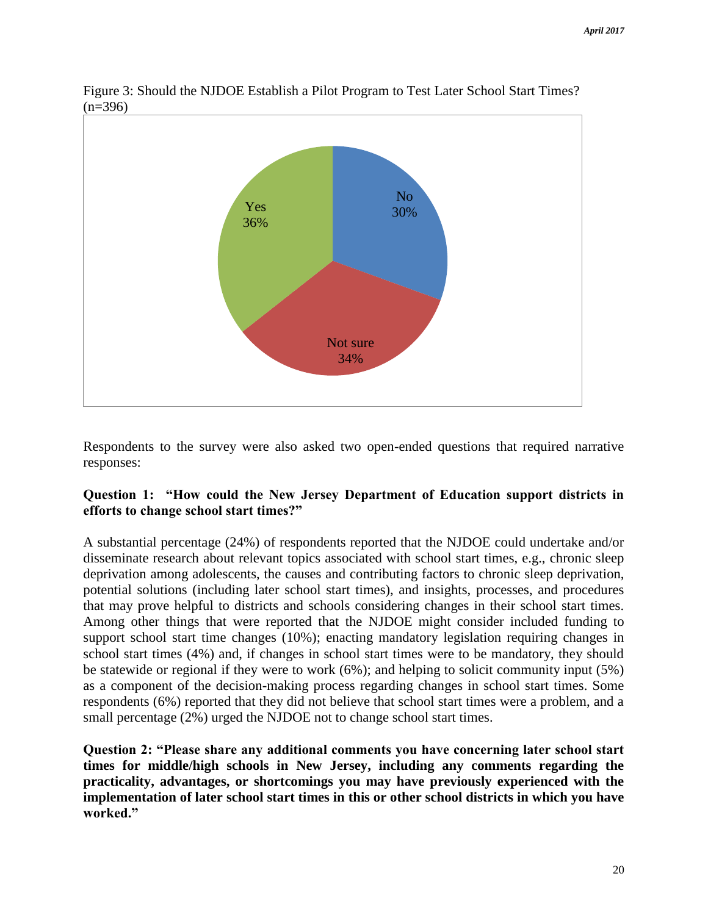Figure 3: Should the NJDOE Establish a Pilot Program to Test Later School Start Times? (n=396)

Respondents to the survey were also asked two open-ended questions that required narrative responses:

**Question 1: "How could the New Jersey Department of Education support districts in efforts to change school start times?"**

A substantial percentage (24%) of respondents reported that the NJDOE could undertake and/or disseminate research about relevant topics associated with school start times, e.g., chronic sleep deprivation among adolescents, the causes and contributing factors to chronic sleep deprivation, potential solutions (including later school start times), and insights, processes, and procedures that may prove helpful to districts and schools considering changes in their school start times. Among other things that were reported that the NJDOE might consider included funding to support school start time changes (10%); enacting mandatory legislation requiring changes in school start times (4%) and, if changes in school start times were to be mandatory, they should be statewide or regional if they were to work (6%); and helping to solicit community input (5%) as a component of the decision-making process regarding changes in school start times. Some respondents (6%) reported that they did not believe that school start times were a problem, and a small percentage (2%) urged the NJDOE not to change school start times.

**Question 2: "Please share any additional comments you have concerning later school start times for middle/high schools in New Jersey, including any comments regarding the practicality, advantages, or shortcomings you may have previously experienced with the implementation of later school start times in this or other school districts in which you have worked."**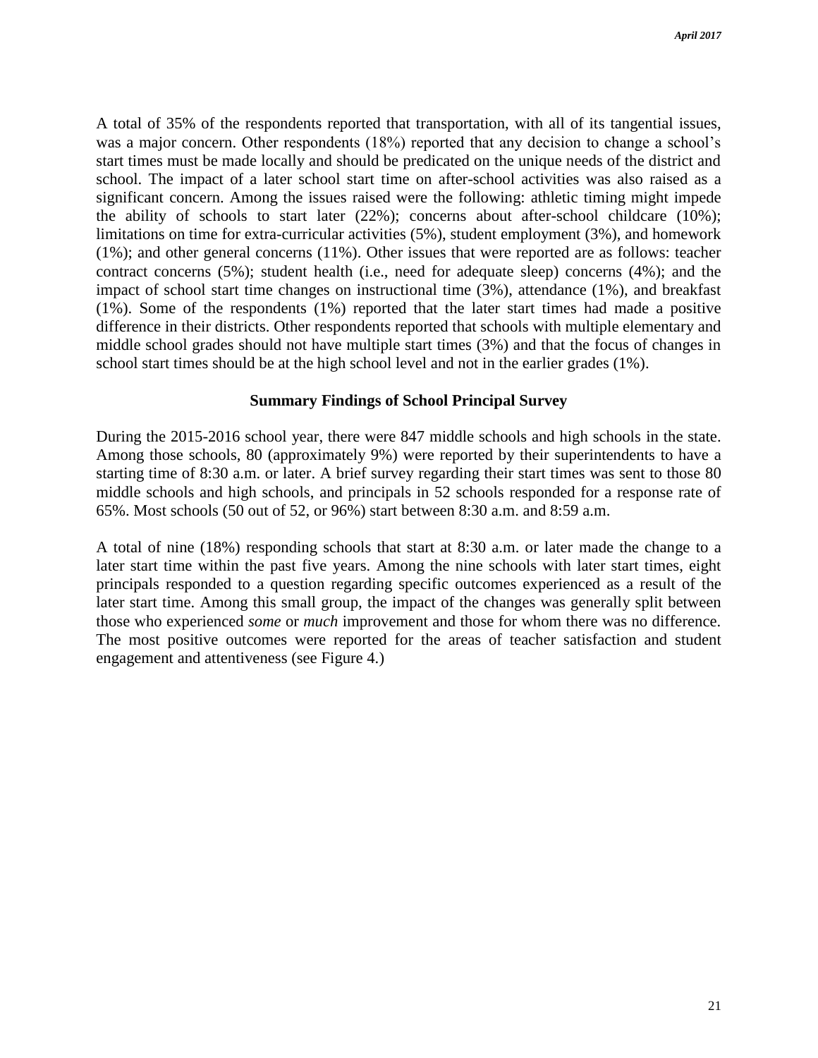A total of 35% of the respondents reported that transportation, with all of its tangential issues, was a major concern. Other respondents (18%) reported that any decision to change a school's start times must be made locally and should be predicated on the unique needs of the district and school. The impact of a later school start time on after-school activities was also raised as a significant concern. Among the issues raised were the following: athletic timing might impede the ability of schools to start later (22%); concerns about after-school childcare (10%); limitations on time for extra-curricular activities (5%), student employment (3%), and homework (1%); and other general concerns (11%). Other issues that were reported are as follows: teacher contract concerns (5%); student health (i.e., need for adequate sleep) concerns (4%); and the impact of school start time changes on instructional time (3%), attendance (1%), and breakfast (1%). Some of the respondents (1%) reported that the later start times had made a positive difference in their districts. Other respondents reported that schools with multiple elementary and middle school grades should not have multiple start times (3%) and that the focus of changes in school start times should be at the high school level and not in the earlier grades (1%).

## Summary Findings of School Principal Survey

During the 2015-2016 school year, there were 847 middle schools and high schools in the state. Among those schools, 80 (approximately 9%) were reported by their superintendents to have a starting time of 8:30 a.m. or later. A brief survey regarding their start times was sent to those 80 middle schools and high schools, and principals in 52 schools responded for a response rate of 65%. Most schools (50 out of 52, or 96%) start between 8:30 a.m. and 8:59 a.m.

A total of nine (18%) responding schools that start at 8:30 a.m. or later made the change to a later start time within the past five years. Among the nine schools with later start times, eight principals responded to a question regarding specific outcomes experienced as a result of the later start time. Among this small group, the impact of the changes was generally split between those who experienced *some* or *much* improvement and those for whom there was no difference. The most positive outcomes were reported for the areas of teacher satisfaction and student engagement and attentiveness (see Figure 4.)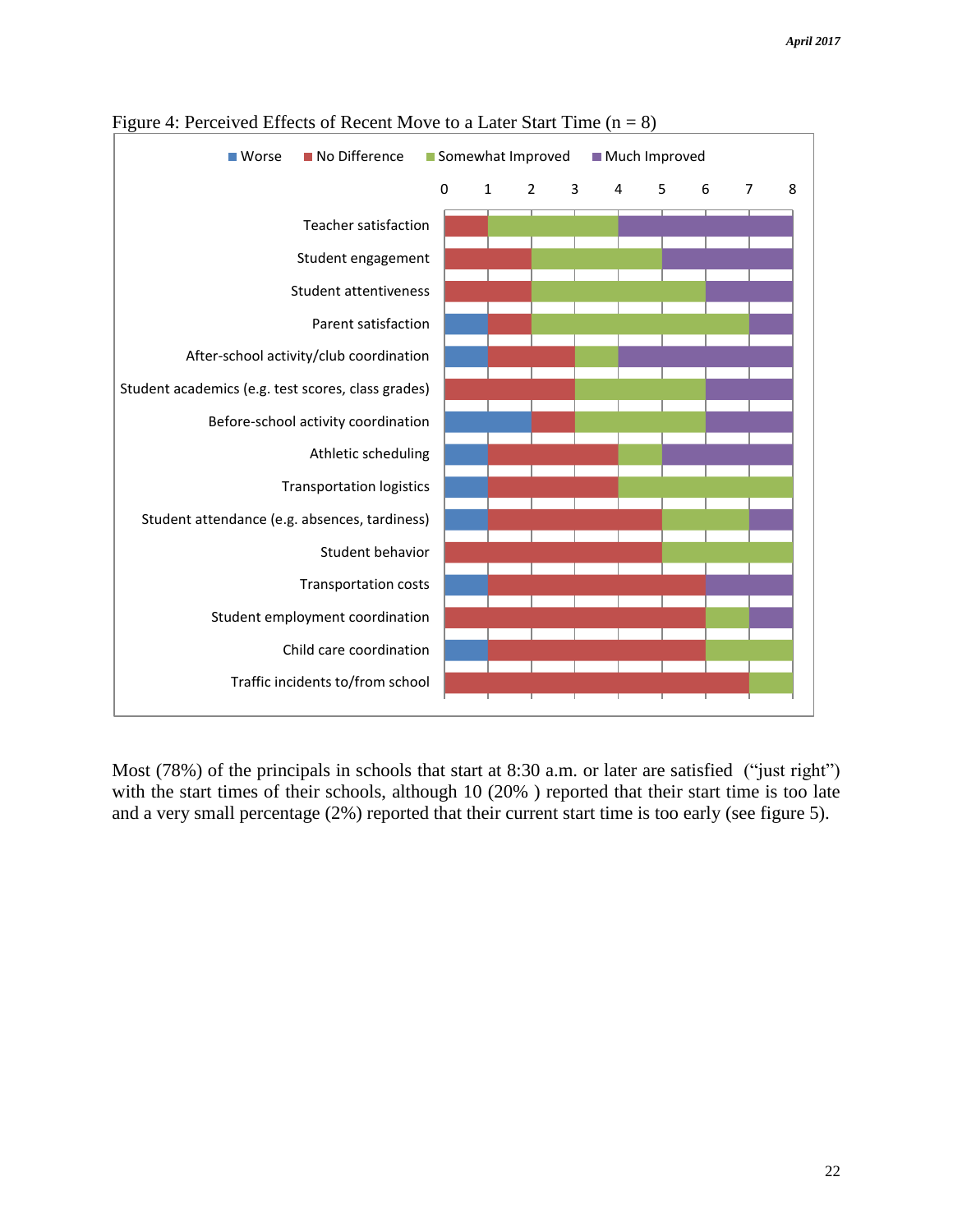Figure 4: Perceived Effects of Recent Move to a Later Start Time (n = 8)

| | Worse | No Difference | Somewhat Improved | Much Improved |
|---|---|---|---|---|
| Teacher satisfaction | 0 | 1 | 3 | 4 |
| Student engagement | 0 | 2 | 3 | 3 |
| Student attentiveness | 0 | 2 | 4 | 2 |
| Parent satisfaction | 1 | 1 | 5 | 1 |
| After-school activity/club coordination | 1 | 2 | 1 | 4 |
| Student academics (e.g. test scores, class grades) | 0 | 3 | 3 | 2 |
| Before-school activity coordination | 2 | 1 | 3 | 2 |
| Athletic scheduling | 1 | 3 | 1 | 3 |
| Transportation logistics | 1 | 3 | 4 | 0 |
| Student attendance (e.g. absences, tardiness) | 1 | 4 | 2 | 1 |
| Student behavior | 0 | 5 | 3 | 0 |
| Transportation costs | 1 | 5 | 0 | 2 |
| Student employment coordination | 0 | 6 | 1 | 1 |
| Child care coordination | 1 | 5 | 2 | 0 |
| Traffic incidents to/from school | 0 | 7 | 1 | 0 |

Most (78%) of the principals in schools that start at 8:30 a.m. or later are satisfied ("just right") with the start times of their schools, although 10 (20% ) reported that their start time is too late and a very small percentage (2%) reported that their current start time is too early (see figure 5).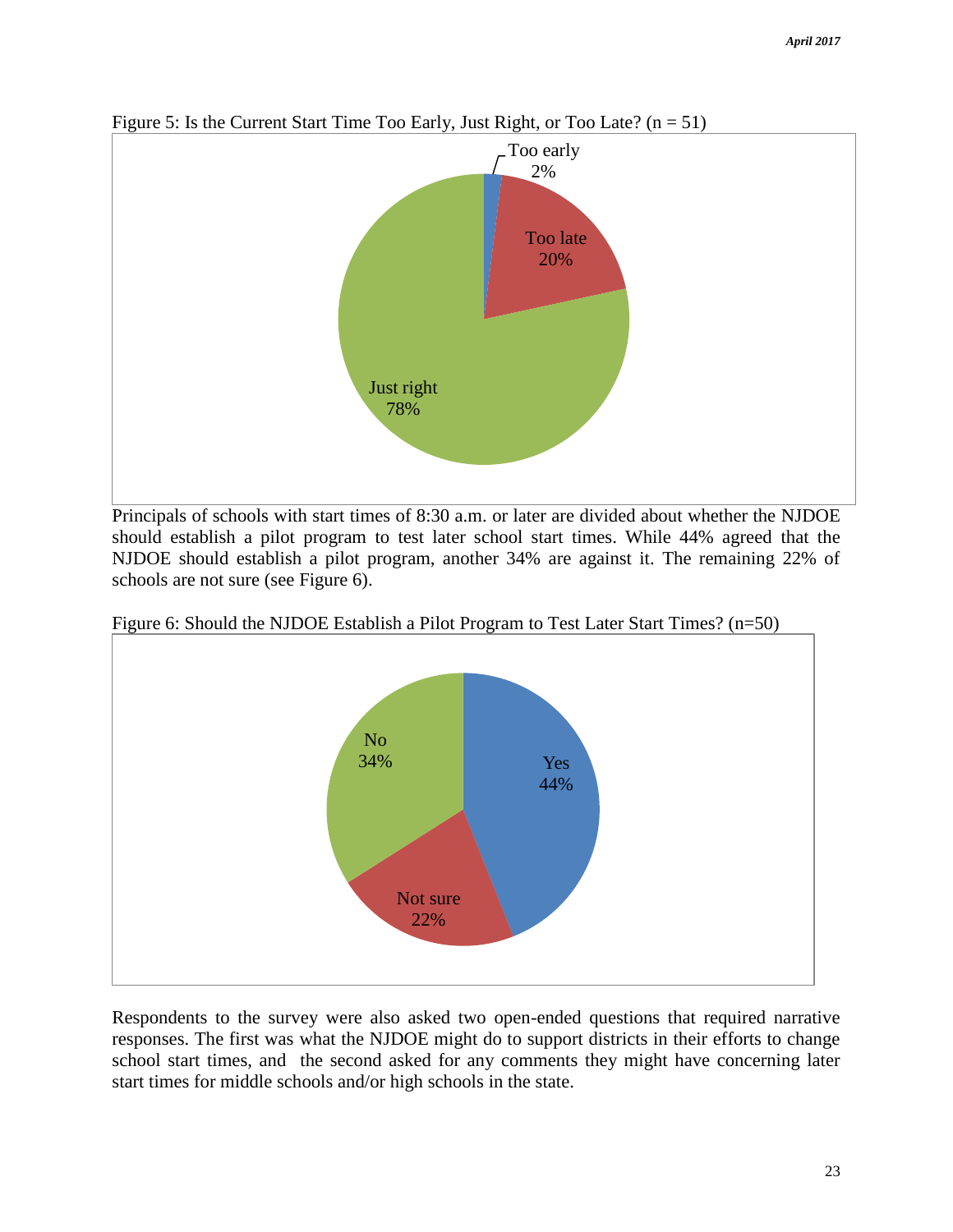Figure 5: Is the Current Start Time Too Early, Just Right, or Too Late? (n = 51)

Too early 2%

Too late 20%

Just right 78%

Principals of schools with start times of 8:30 a.m. or later are divided about whether the NJDOE should establish a pilot program to test later school start times. While 44% agreed that the NJDOE should establish a pilot program, another 34% are against it. The remaining 22% of schools are not sure (see Figure 6).

Figure 6: Should the NJDOE Establish a Pilot Program to Test Later Start Times? (n=50)

No 34%

Yes 44%

Not sure 22%

Respondents to the survey were also asked two open-ended questions that required narrative responses. The first was what the NJDOE might do to support districts in their efforts to change school start times, and the second asked for any comments they might have concerning later start times for middle schools and/or high schools in the state.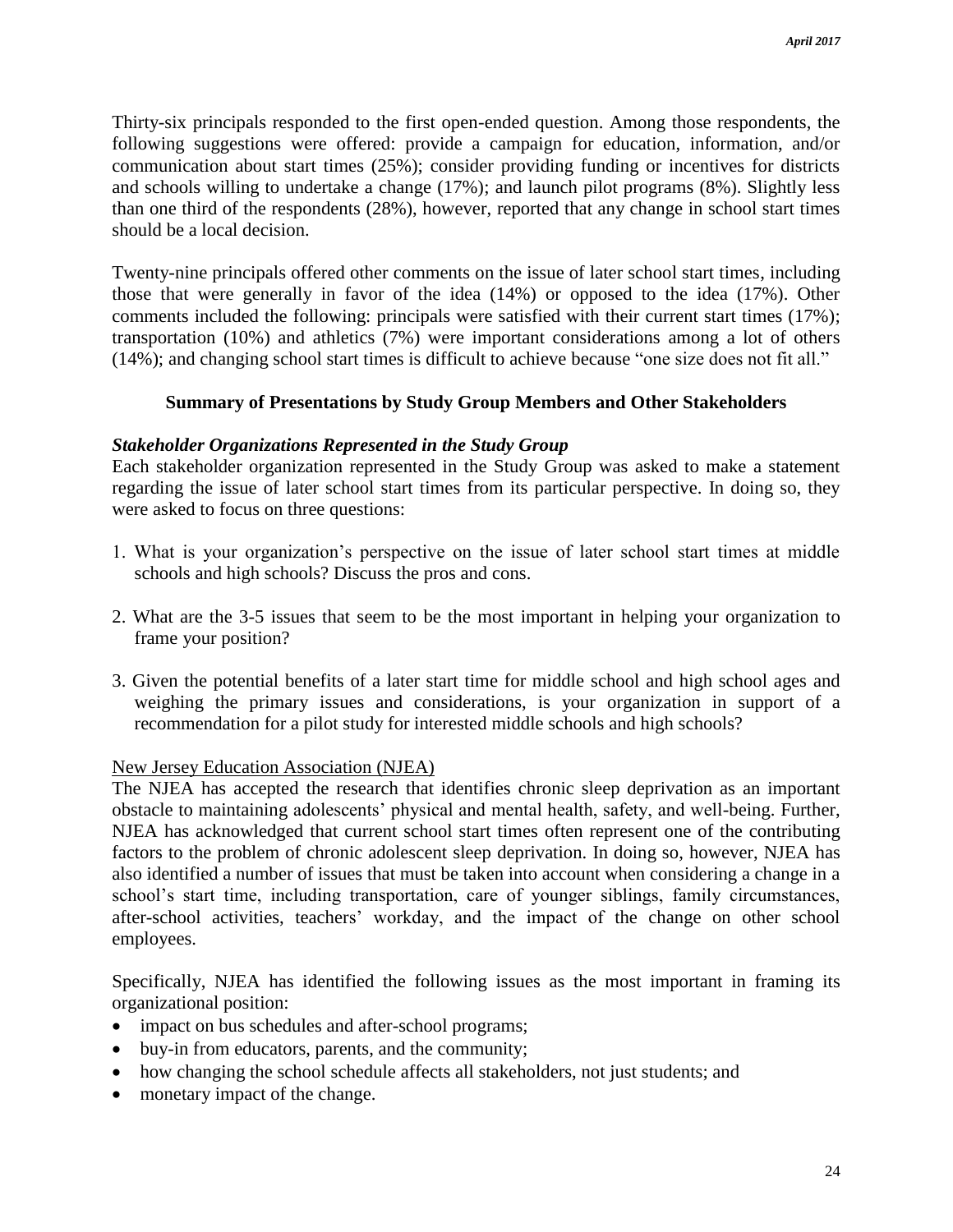Thirty-six principals responded to the first open-ended question. Among those respondents, the following suggestions were offered: provide a campaign for education, information, and/or communication about start times (25%); consider providing funding or incentives for districts and schools willing to undertake a change (17%); and launch pilot programs (8%). Slightly less than one third of the respondents (28%), however, reported that any change in school start times should be a local decision.

Twenty-nine principals offered other comments on the issue of later school start times, including those that were generally in favor of the idea (14%) or opposed to the idea (17%). Other comments included the following: principals were satisfied with their current start times (17%); transportation (10%) and athletics (7%) were important considerations among a lot of others (14%); and changing school start times is difficult to achieve because "one size does not fit all."

## Summary of Presentations by Study Group Members and Other Stakeholders

### *Stakeholder Organizations Represented in the Study Group*

Each stakeholder organization represented in the Study Group was asked to make a statement regarding the issue of later school start times from its particular perspective. In doing so, they were asked to focus on three questions:

1. What is your organization's perspective on the issue of later school start times at middle schools and high schools? Discuss the pros and cons.

2. What are the 3-5 issues that seem to be the most important in helping your organization to frame your position?

3. Given the potential benefits of a later start time for middle school and high school ages and weighing the primary issues and considerations, is your organization in support of a recommendation for a pilot study for interested middle schools and high schools?

#### New Jersey Education Association (NJEA)

The NJEA has accepted the research that identifies chronic sleep deprivation as an important obstacle to maintaining adolescents' physical and mental health, safety, and well-being. Further, NJEA has acknowledged that current school start times often represent one of the contributing factors to the problem of chronic adolescent sleep deprivation. In doing so, however, NJEA has also identified a number of issues that must be taken into account when considering a change in a school's start time, including transportation, care of younger siblings, family circumstances, after-school activities, teachers' workday, and the impact of the change on other school employees.

Specifically, NJEA has identified the following issues as the most important in framing its organizational position:

- impact on bus schedules and after-school programs;
- buy-in from educators, parents, and the community;
- how changing the school schedule affects all stakeholders, not just students; and
- monetary impact of the change.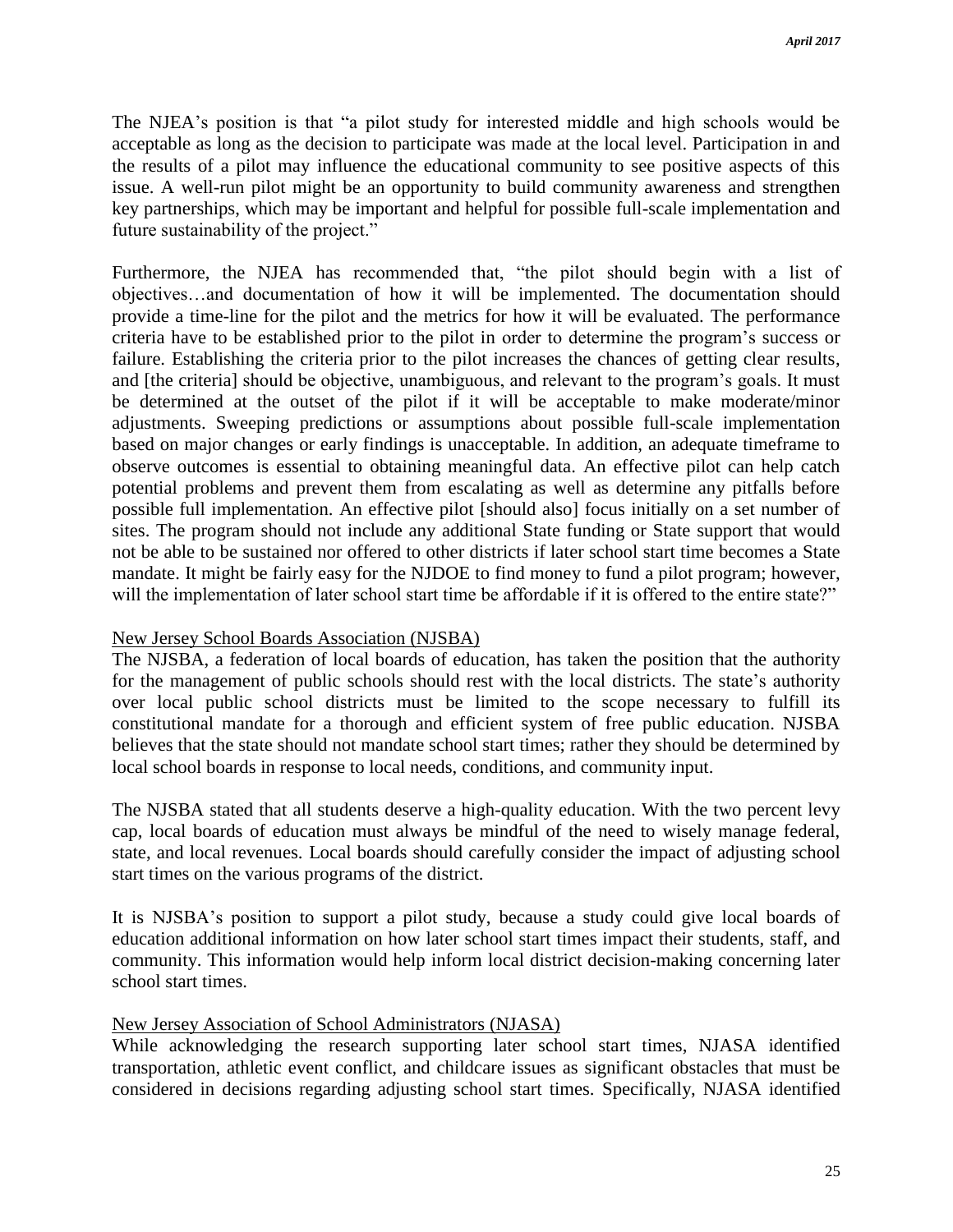The NJEA's position is that "a pilot study for interested middle and high schools would be acceptable as long as the decision to participate was made at the local level. Participation in and the results of a pilot may influence the educational community to see positive aspects of this issue. A well-run pilot might be an opportunity to build community awareness and strengthen key partnerships, which may be important and helpful for possible full-scale implementation and future sustainability of the project."

Furthermore, the NJEA has recommended that, "the pilot should begin with a list of objectives…and documentation of how it will be implemented. The documentation should provide a time-line for the pilot and the metrics for how it will be evaluated. The performance criteria have to be established prior to the pilot in order to determine the program's success or failure. Establishing the criteria prior to the pilot increases the chances of getting clear results, and [the criteria] should be objective, unambiguous, and relevant to the program's goals. It must be determined at the outset of the pilot if it will be acceptable to make moderate/minor adjustments. Sweeping predictions or assumptions about possible full-scale implementation based on major changes or early findings is unacceptable. In addition, an adequate timeframe to observe outcomes is essential to obtaining meaningful data. An effective pilot can help catch potential problems and prevent them from escalating as well as determine any pitfalls before possible full implementation. An effective pilot [should also] focus initially on a set number of sites. The program should not include any additional State funding or State support that would not be able to be sustained nor offered to other districts if later school start time becomes a State mandate. It might be fairly easy for the NJDOE to find money to fund a pilot program; however, will the implementation of later school start time be affordable if it is offered to the entire state?"

New Jersey School Boards Association (NJSBA)

The NJSBA, a federation of local boards of education, has taken the position that the authority for the management of public schools should rest with the local districts. The state's authority over local public school districts must be limited to the scope necessary to fulfill its constitutional mandate for a thorough and efficient system of free public education. NJSBA believes that the state should not mandate school start times; rather they should be determined by local school boards in response to local needs, conditions, and community input.

The NJSBA stated that all students deserve a high-quality education. With the two percent levy cap, local boards of education must always be mindful of the need to wisely manage federal, state, and local revenues. Local boards should carefully consider the impact of adjusting school start times on the various programs of the district.

It is NJSBA's position to support a pilot study, because a study could give local boards of education additional information on how later school start times impact their students, staff, and community. This information would help inform local district decision-making concerning later school start times.

New Jersey Association of School Administrators (NJASA)

While acknowledging the research supporting later school start times, NJASA identified transportation, athletic event conflict, and childcare issues as significant obstacles that must be considered in decisions regarding adjusting school start times. Specifically, NJASA identified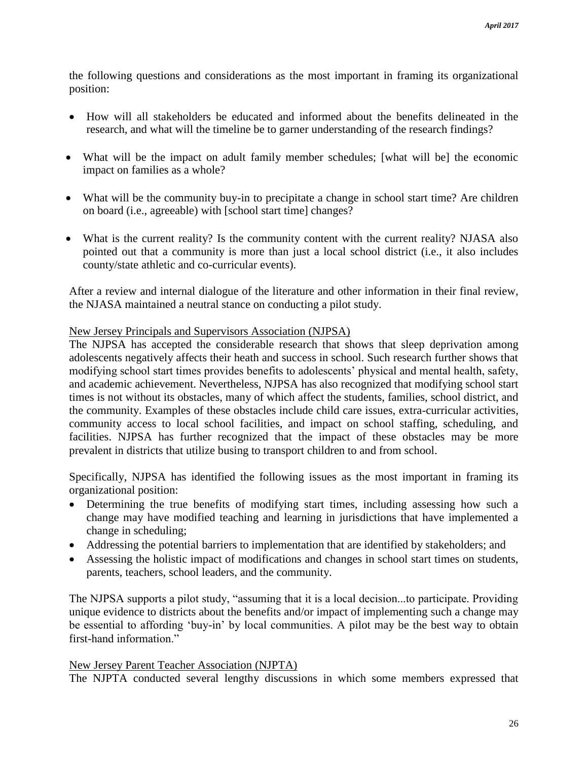the following questions and considerations as the most important in framing its organizational position:

- How will all stakeholders be educated and informed about the benefits delineated in the research, and what will the timeline be to garner understanding of the research findings?
- What will be the impact on adult family member schedules; [what will be] the economic impact on families as a whole?
- What will be the community buy-in to precipitate a change in school start time? Are children on board (i.e., agreeable) with [school start time] changes?
- What is the current reality? Is the community content with the current reality? NJASA also pointed out that a community is more than just a local school district (i.e., it also includes county/state athletic and co-curricular events).

After a review and internal dialogue of the literature and other information in their final review, the NJASA maintained a neutral stance on conducting a pilot study.

New Jersey Principals and Supervisors Association (NJPSA)

The NJPSA has accepted the considerable research that shows that sleep deprivation among adolescents negatively affects their heath and success in school. Such research further shows that modifying school start times provides benefits to adolescents' physical and mental health, safety, and academic achievement. Nevertheless, NJPSA has also recognized that modifying school start times is not without its obstacles, many of which affect the students, families, school district, and the community. Examples of these obstacles include child care issues, extra-curricular activities, community access to local school facilities, and impact on school staffing, scheduling, and facilities. NJPSA has further recognized that the impact of these obstacles may be more prevalent in districts that utilize busing to transport children to and from school.

Specifically, NJPSA has identified the following issues as the most important in framing its organizational position:

- Determining the true benefits of modifying start times, including assessing how such a change may have modified teaching and learning in jurisdictions that have implemented a change in scheduling;
- Addressing the potential barriers to implementation that are identified by stakeholders; and
- Assessing the holistic impact of modifications and changes in school start times on students, parents, teachers, school leaders, and the community.

The NJPSA supports a pilot study, "assuming that it is a local decision...to participate. Providing unique evidence to districts about the benefits and/or impact of implementing such a change may be essential to affording 'buy-in' by local communities. A pilot may be the best way to obtain first-hand information."

New Jersey Parent Teacher Association (NJPTA)

The NJPTA conducted several lengthy discussions in which some members expressed that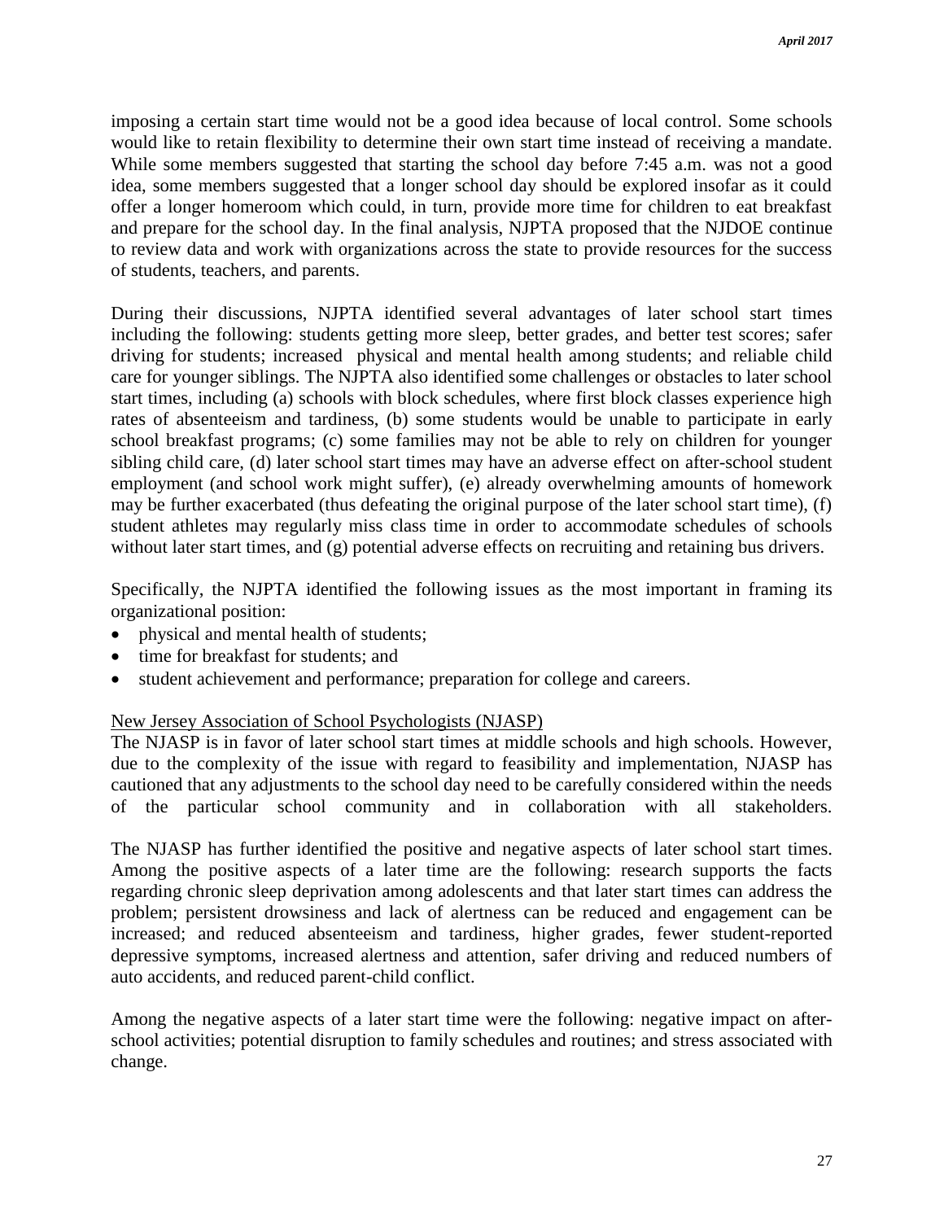imposing a certain start time would not be a good idea because of local control. Some schools would like to retain flexibility to determine their own start time instead of receiving a mandate. While some members suggested that starting the school day before 7:45 a.m. was not a good idea, some members suggested that a longer school day should be explored insofar as it could offer a longer homeroom which could, in turn, provide more time for children to eat breakfast and prepare for the school day. In the final analysis, NJPTA proposed that the NJDOE continue to review data and work with organizations across the state to provide resources for the success of students, teachers, and parents.

During their discussions, NJPTA identified several advantages of later school start times including the following: students getting more sleep, better grades, and better test scores; safer driving for students; increased physical and mental health among students; and reliable child care for younger siblings. The NJPTA also identified some challenges or obstacles to later school start times, including (a) schools with block schedules, where first block classes experience high rates of absenteeism and tardiness, (b) some students would be unable to participate in early school breakfast programs; (c) some families may not be able to rely on children for younger sibling child care, (d) later school start times may have an adverse effect on after-school student employment (and school work might suffer), (e) already overwhelming amounts of homework may be further exacerbated (thus defeating the original purpose of the later school start time), (f) student athletes may regularly miss class time in order to accommodate schedules of schools without later start times, and (g) potential adverse effects on recruiting and retaining bus drivers.

Specifically, the NJPTA identified the following issues as the most important in framing its organizational position:

- physical and mental health of students;
- time for breakfast for students; and
- student achievement and performance; preparation for college and careers.

New Jersey Association of School Psychologists (NJASP)

The NJASP is in favor of later school start times at middle schools and high schools. However, due to the complexity of the issue with regard to feasibility and implementation, NJASP has cautioned that any adjustments to the school day need to be carefully considered within the needs of the particular school community and in collaboration with all stakeholders.

The NJASP has further identified the positive and negative aspects of later school start times. Among the positive aspects of a later time are the following: research supports the facts regarding chronic sleep deprivation among adolescents and that later start times can address the problem; persistent drowsiness and lack of alertness can be reduced and engagement can be increased; and reduced absenteeism and tardiness, higher grades, fewer student-reported depressive symptoms, increased alertness and attention, safer driving and reduced numbers of auto accidents, and reduced parent-child conflict.

Among the negative aspects of a later start time were the following: negative impact on after-school activities; potential disruption to family schedules and routines; and stress associated with change.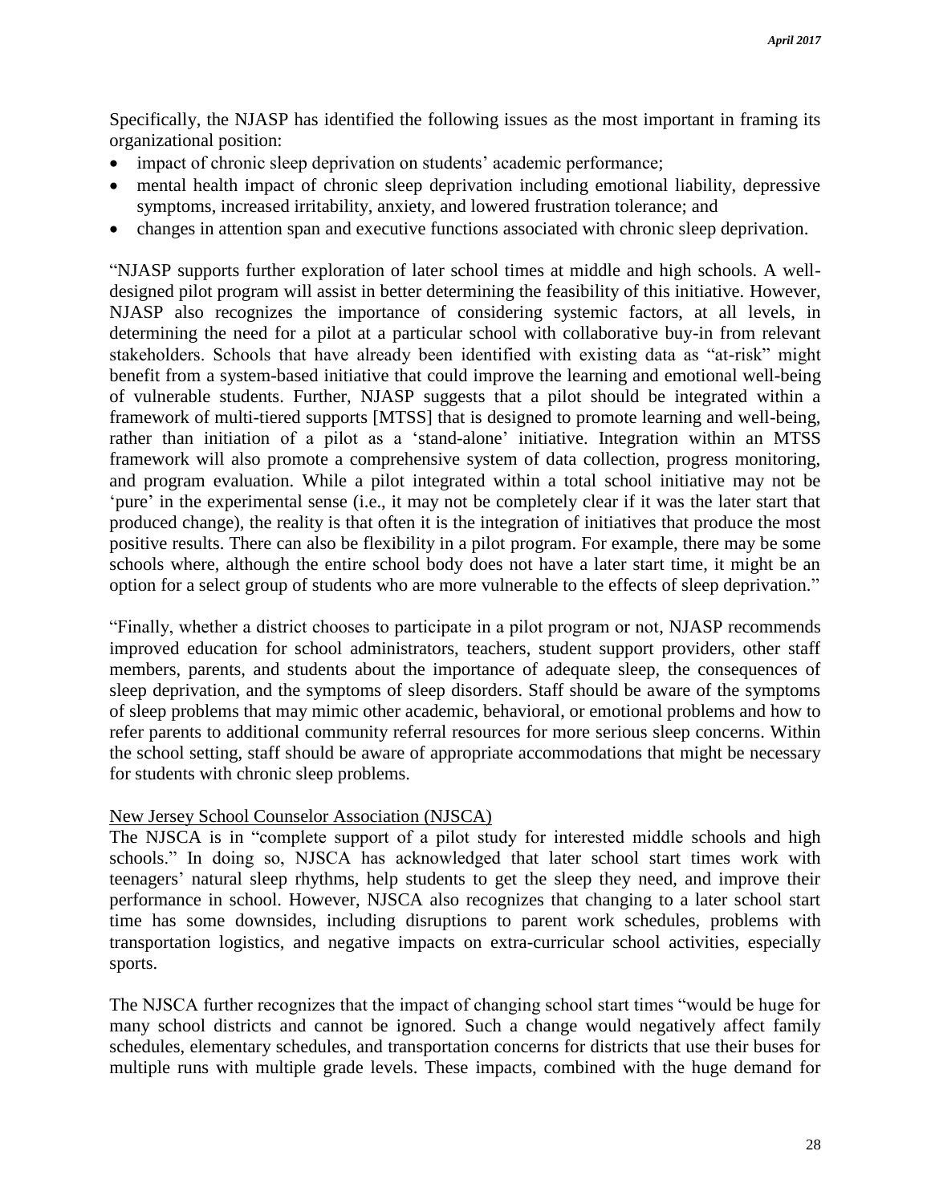Specifically, the NJASP has identified the following issues as the most important in framing its organizational position:

- impact of chronic sleep deprivation on students' academic performance;
- mental health impact of chronic sleep deprivation including emotional liability, depressive symptoms, increased irritability, anxiety, and lowered frustration tolerance; and
- changes in attention span and executive functions associated with chronic sleep deprivation.

"NJASP supports further exploration of later school times at middle and high schools. A well-designed pilot program will assist in better determining the feasibility of this initiative. However, NJASP also recognizes the importance of considering systemic factors, at all levels, in determining the need for a pilot at a particular school with collaborative buy-in from relevant stakeholders. Schools that have already been identified with existing data as "at-risk" might benefit from a system-based initiative that could improve the learning and emotional well-being of vulnerable students. Further, NJASP suggests that a pilot should be integrated within a framework of multi-tiered supports [MTSS] that is designed to promote learning and well-being, rather than initiation of a pilot as a 'stand-alone' initiative. Integration within an MTSS framework will also promote a comprehensive system of data collection, progress monitoring, and program evaluation. While a pilot integrated within a total school initiative may not be 'pure' in the experimental sense (i.e., it may not be completely clear if it was the later start that produced change), the reality is that often it is the integration of initiatives that produce the most positive results. There can also be flexibility in a pilot program. For example, there may be some schools where, although the entire school body does not have a later start time, it might be an option for a select group of students who are more vulnerable to the effects of sleep deprivation."

"Finally, whether a district chooses to participate in a pilot program or not, NJASP recommends improved education for school administrators, teachers, student support providers, other staff members, parents, and students about the importance of adequate sleep, the consequences of sleep deprivation, and the symptoms of sleep disorders. Staff should be aware of the symptoms of sleep problems that may mimic other academic, behavioral, or emotional problems and how to refer parents to additional community referral resources for more serious sleep concerns. Within the school setting, staff should be aware of appropriate accommodations that might be necessary for students with chronic sleep problems.

<u>New Jersey School Counselor Association (NJSCA)</u>

The NJSCA is in "complete support of a pilot study for interested middle schools and high schools." In doing so, NJSCA has acknowledged that later school start times work with teenagers' natural sleep rhythms, help students to get the sleep they need, and improve their performance in school. However, NJSCA also recognizes that changing to a later school start time has some downsides, including disruptions to parent work schedules, problems with transportation logistics, and negative impacts on extra-curricular school activities, especially sports.

The NJSCA further recognizes that the impact of changing school start times "would be huge for many school districts and cannot be ignored. Such a change would negatively affect family schedules, elementary schedules, and transportation concerns for districts that use their buses for multiple runs with multiple grade levels. These impacts, combined with the huge demand for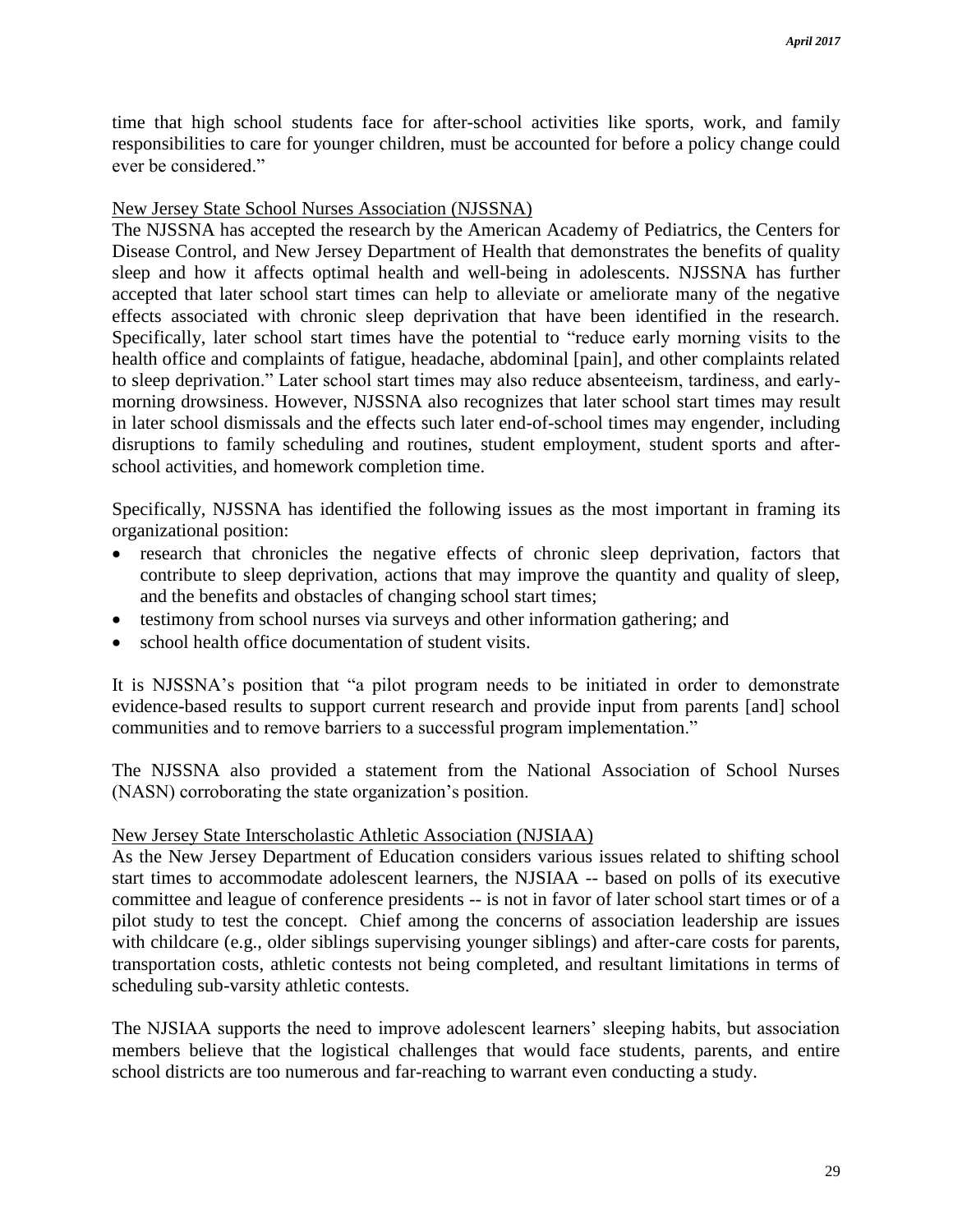time that high school students face for after-school activities like sports, work, and family responsibilities to care for younger children, must be accounted for before a policy change could ever be considered."

New Jersey State School Nurses Association (NJSSNA)

The NJSSNA has accepted the research by the American Academy of Pediatrics, the Centers for Disease Control, and New Jersey Department of Health that demonstrates the benefits of quality sleep and how it affects optimal health and well-being in adolescents. NJSSNA has further accepted that later school start times can help to alleviate or ameliorate many of the negative effects associated with chronic sleep deprivation that have been identified in the research. Specifically, later school start times have the potential to "reduce early morning visits to the health office and complaints of fatigue, headache, abdominal [pain], and other complaints related to sleep deprivation." Later school start times may also reduce absenteeism, tardiness, and early-morning drowsiness. However, NJSSNA also recognizes that later school start times may result in later school dismissals and the effects such later end-of-school times may engender, including disruptions to family scheduling and routines, student employment, student sports and after-school activities, and homework completion time.

Specifically, NJSSNA has identified the following issues as the most important in framing its organizational position:

- research that chronicles the negative effects of chronic sleep deprivation, factors that contribute to sleep deprivation, actions that may improve the quantity and quality of sleep, and the benefits and obstacles of changing school start times;
- testimony from school nurses via surveys and other information gathering; and
- school health office documentation of student visits.

It is NJSSNA's position that "a pilot program needs to be initiated in order to demonstrate evidence-based results to support current research and provide input from parents [and] school communities and to remove barriers to a successful program implementation."

The NJSSNA also provided a statement from the National Association of School Nurses (NASN) corroborating the state organization's position.

New Jersey State Interscholastic Athletic Association (NJSIAA)

As the New Jersey Department of Education considers various issues related to shifting school start times to accommodate adolescent learners, the NJSIAA -- based on polls of its executive committee and league of conference presidents -- is not in favor of later school start times or of a pilot study to test the concept. Chief among the concerns of association leadership are issues with childcare (e.g., older siblings supervising younger siblings) and after-care costs for parents, transportation costs, athletic contests not being completed, and resultant limitations in terms of scheduling sub-varsity athletic contests.

The NJSIAA supports the need to improve adolescent learners' sleeping habits, but association members believe that the logistical challenges that would face students, parents, and entire school districts are too numerous and far-reaching to warrant even conducting a study.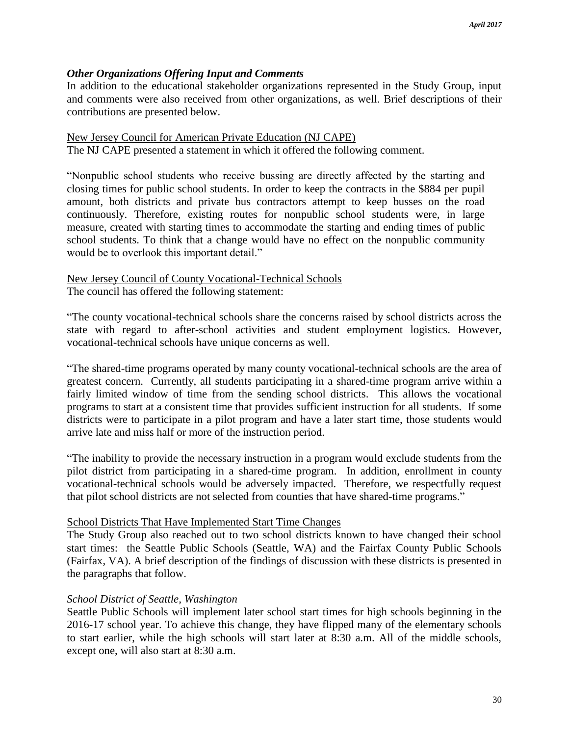### *Other Organizations Offering Input and Comments*

In addition to the educational stakeholder organizations represented in the Study Group, input and comments were also received from other organizations, as well. Brief descriptions of their contributions are presented below.

New Jersey Council for American Private Education (NJ CAPE)

The NJ CAPE presented a statement in which it offered the following comment.

"Nonpublic school students who receive bussing are directly affected by the starting and closing times for public school students. In order to keep the contracts in the $884 per pupil amount, both districts and private bus contractors attempt to keep busses on the road continuously. Therefore, existing routes for nonpublic school students were, in large measure, created with starting times to accommodate the starting and ending times of public school students. To think that a change would have no effect on the nonpublic community would be to overlook this important detail."

New Jersey Council of County Vocational-Technical Schools

The council has offered the following statement:

"The county vocational-technical schools share the concerns raised by school districts across the state with regard to after-school activities and student employment logistics. However, vocational-technical schools have unique concerns as well.

"The shared-time programs operated by many county vocational-technical schools are the area of greatest concern. Currently, all students participating in a shared-time program arrive within a fairly limited window of time from the sending school districts. This allows the vocational programs to start at a consistent time that provides sufficient instruction for all students. If some districts were to participate in a pilot program and have a later start time, those students would arrive late and miss half or more of the instruction period.

"The inability to provide the necessary instruction in a program would exclude students from the pilot district from participating in a shared-time program. In addition, enrollment in county vocational-technical schools would be adversely impacted. Therefore, we respectfully request that pilot school districts are not selected from counties that have shared-time programs."

School Districts That Have Implemented Start Time Changes

The Study Group also reached out to two school districts known to have changed their school start times: the Seattle Public Schools (Seattle, WA) and the Fairfax County Public Schools (Fairfax, VA). A brief description of the findings of discussion with these districts is presented in the paragraphs that follow.

*School District of Seattle, Washington*

Seattle Public Schools will implement later school start times for high schools beginning in the 2016-17 school year. To achieve this change, they have flipped many of the elementary schools to start earlier, while the high schools will start later at 8:30 a.m. All of the middle schools, except one, will also start at 8:30 a.m.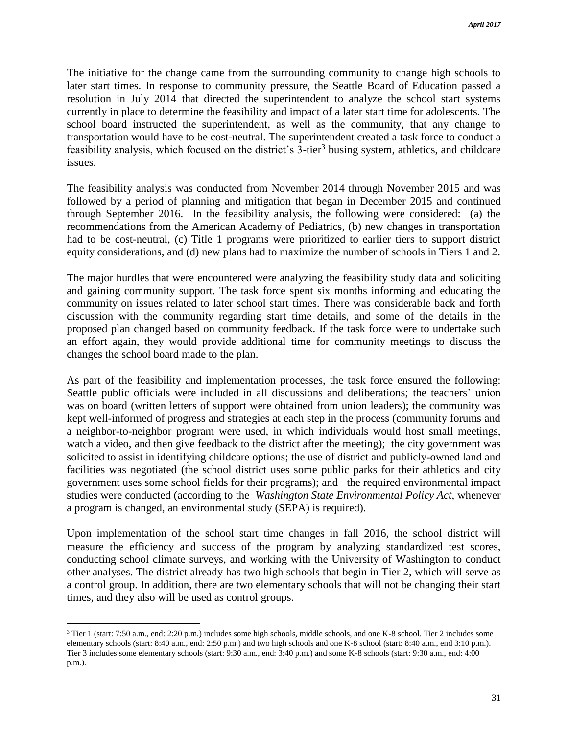The initiative for the change came from the surrounding community to change high schools to later start times. In response to community pressure, the Seattle Board of Education passed a resolution in July 2014 that directed the superintendent to analyze the school start systems currently in place to determine the feasibility and impact of a later start time for adolescents. The school board instructed the superintendent, as well as the community, that any change to transportation would have to be cost-neutral. The superintendent created a task force to conduct a feasibility analysis, which focused on the district's 3-tier[3] busing system, athletics, and childcare issues.

The feasibility analysis was conducted from November 2014 through November 2015 and was followed by a period of planning and mitigation that began in December 2015 and continued through September 2016. In the feasibility analysis, the following were considered: (a) the recommendations from the American Academy of Pediatrics, (b) new changes in transportation had to be cost-neutral, (c) Title 1 programs were prioritized to earlier tiers to support district equity considerations, and (d) new plans had to maximize the number of schools in Tiers 1 and 2.

The major hurdles that were encountered were analyzing the feasibility study data and soliciting and gaining community support. The task force spent six months informing and educating the community on issues related to later school start times. There was considerable back and forth discussion with the community regarding start time details, and some of the details in the proposed plan changed based on community feedback. If the task force were to undertake such an effort again, they would provide additional time for community meetings to discuss the changes the school board made to the plan.

As part of the feasibility and implementation processes, the task force ensured the following: Seattle public officials were included in all discussions and deliberations; the teachers' union was on board (written letters of support were obtained from union leaders); the community was kept well-informed of progress and strategies at each step in the process (community forums and a neighbor-to-neighbor program were used, in which individuals would host small meetings, watch a video, and then give feedback to the district after the meeting); the city government was solicited to assist in identifying childcare options; the use of district and publicly-owned land and facilities was negotiated (the school district uses some public parks for their athletics and city government uses some school fields for their programs); and the required environmental impact studies were conducted (according to the *Washington State Environmental Policy Act*, whenever a program is changed, an environmental study (SEPA) is required).

Upon implementation of the school start time changes in fall 2016, the school district will measure the efficiency and success of the program by analyzing standardized test scores, conducting school climate surveys, and working with the University of Washington to conduct other analyses. The district already has two high schools that begin in Tier 2, which will serve as a control group. In addition, there are two elementary schools that will not be changing their start times, and they also will be used as control groups.

[3] Tier 1 (start: 7:50 a.m., end: 2:20 p.m.) includes some high schools, middle schools, and one K-8 school. Tier 2 includes some elementary schools (start: 8:40 a.m., end: 2:50 p.m.) and two high schools and one K-8 school (start: 8:40 a.m., end 3:10 p.m.). Tier 3 includes some elementary schools (start: 9:30 a.m., end: 3:40 p.m.) and some K-8 schools (start: 9:30 a.m., end: 4:00 p.m.).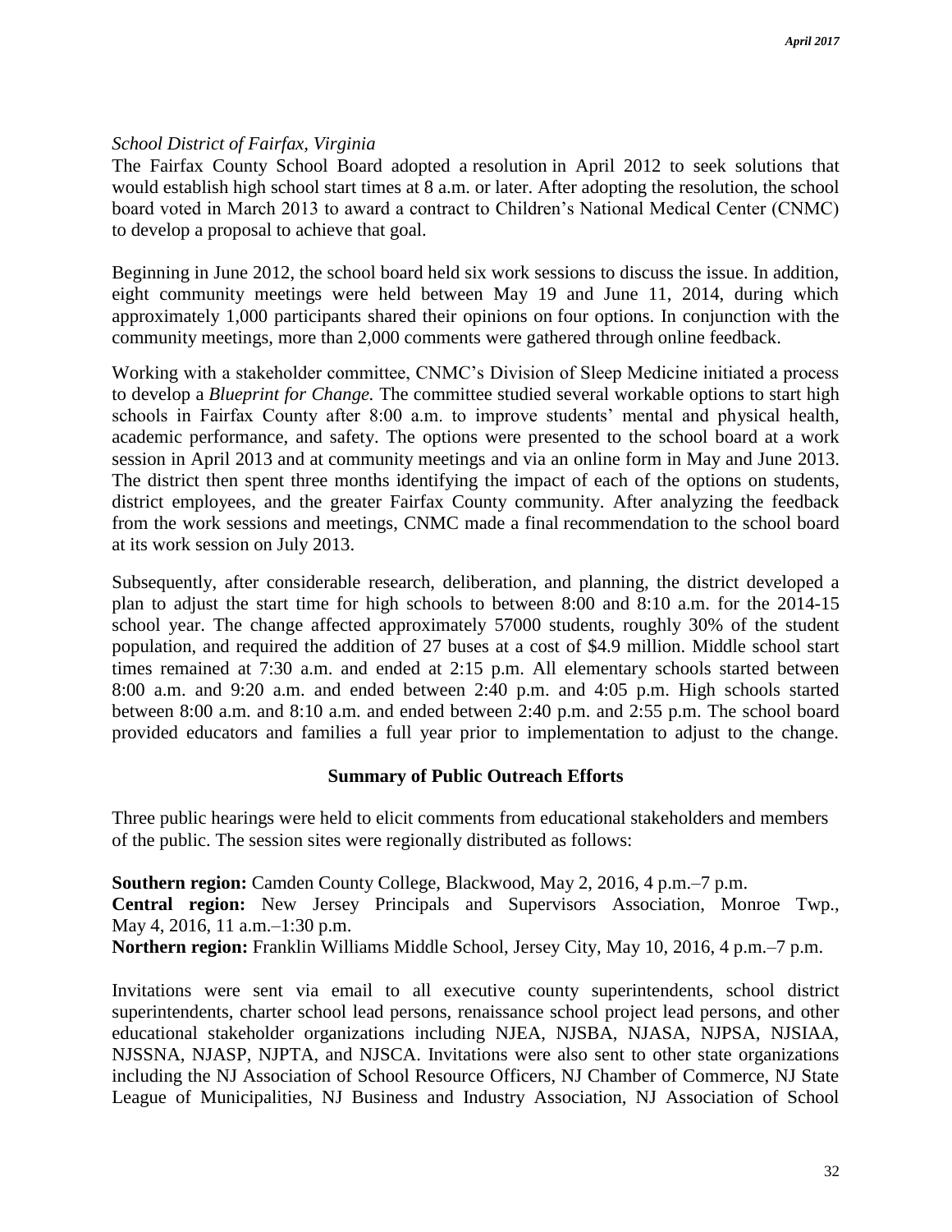*School District of Fairfax, Virginia*

The Fairfax County School Board adopted a resolution in April 2012 to seek solutions that would establish high school start times at 8 a.m. or later. After adopting the resolution, the school board voted in March 2013 to award a contract to Children's National Medical Center (CNMC) to develop a proposal to achieve that goal.

Beginning in June 2012, the school board held six work sessions to discuss the issue. In addition, eight community meetings were held between May 19 and June 11, 2014, during which approximately 1,000 participants shared their opinions on four options. In conjunction with the community meetings, more than 2,000 comments were gathered through online feedback.

Working with a stakeholder committee, CNMC's Division of Sleep Medicine initiated a process to develop a *Blueprint for Change.* The committee studied several workable options to start high schools in Fairfax County after 8:00 a.m. to improve students' mental and physical health, academic performance, and safety. The options were presented to the school board at a work session in April 2013 and at community meetings and via an online form in May and June 2013. The district then spent three months identifying the impact of each of the options on students, district employees, and the greater Fairfax County community. After analyzing the feedback from the work sessions and meetings, CNMC made a final recommendation to the school board at its work session on July 2013.

Subsequently, after considerable research, deliberation, and planning, the district developed a plan to adjust the start time for high schools to between 8:00 and 8:10 a.m. for the 2014-15 school year. The change affected approximately 57000 students, roughly 30% of the student population, and required the addition of 27 buses at a cost of $4.9 million. Middle school start times remained at 7:30 a.m. and ended at 2:15 p.m. All elementary schools started between 8:00 a.m. and 9:20 a.m. and ended between 2:40 p.m. and 4:05 p.m. High schools started between 8:00 a.m. and 8:10 a.m. and ended between 2:40 p.m. and 2:55 p.m. The school board provided educators and families a full year prior to implementation to adjust to the change.

## Summary of Public Outreach Efforts

Three public hearings were held to elicit comments from educational stakeholders and members of the public. The session sites were regionally distributed as follows:

**Southern region:** Camden County College, Blackwood, May 2, 2016, 4 p.m.–7 p.m.
**Central region:** New Jersey Principals and Supervisors Association, Monroe Twp., May 4, 2016, 11 a.m.–1:30 p.m.
**Northern region:** Franklin Williams Middle School, Jersey City, May 10, 2016, 4 p.m.–7 p.m.

Invitations were sent via email to all executive county superintendents, school district superintendents, charter school lead persons, renaissance school project lead persons, and other educational stakeholder organizations including NJEA, NJSBA, NJASA, NJPSA, NJSIAA, NJSSNA, NJASP, NJPTA, and NJSCA. Invitations were also sent to other state organizations including the NJ Association of School Resource Officers, NJ Chamber of Commerce, NJ State League of Municipalities, NJ Business and Industry Association, NJ Association of School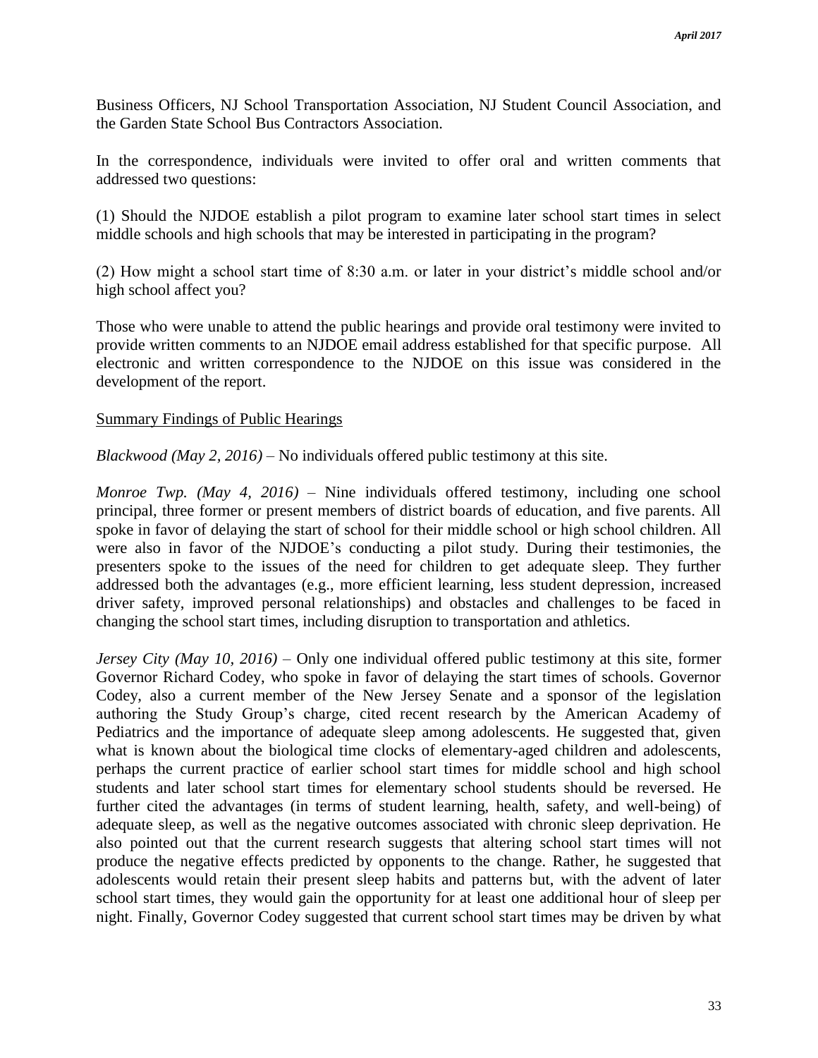Business Officers, NJ School Transportation Association, NJ Student Council Association, and the Garden State School Bus Contractors Association.

In the correspondence, individuals were invited to offer oral and written comments that addressed two questions:

(1) Should the NJDOE establish a pilot program to examine later school start times in select middle schools and high schools that may be interested in participating in the program?

(2) How might a school start time of 8:30 a.m. or later in your district's middle school and/or high school affect you?

Those who were unable to attend the public hearings and provide oral testimony were invited to provide written comments to an NJDOE email address established for that specific purpose. All electronic and written correspondence to the NJDOE on this issue was considered in the development of the report.

<u>Summary Findings of Public Hearings</u>

*Blackwood (May 2, 2016)* – No individuals offered public testimony at this site.

*Monroe Twp. (May 4, 2016)* – Nine individuals offered testimony, including one school principal, three former or present members of district boards of education, and five parents. All spoke in favor of delaying the start of school for their middle school or high school children. All were also in favor of the NJDOE's conducting a pilot study. During their testimonies, the presenters spoke to the issues of the need for children to get adequate sleep. They further addressed both the advantages (e.g., more efficient learning, less student depression, increased driver safety, improved personal relationships) and obstacles and challenges to be faced in changing the school start times, including disruption to transportation and athletics.

*Jersey City (May 10, 2016)* – Only one individual offered public testimony at this site, former Governor Richard Codey, who spoke in favor of delaying the start times of schools. Governor Codey, also a current member of the New Jersey Senate and a sponsor of the legislation authoring the Study Group's charge, cited recent research by the American Academy of Pediatrics and the importance of adequate sleep among adolescents. He suggested that, given what is known about the biological time clocks of elementary-aged children and adolescents, perhaps the current practice of earlier school start times for middle school and high school students and later school start times for elementary school students should be reversed. He further cited the advantages (in terms of student learning, health, safety, and well-being) of adequate sleep, as well as the negative outcomes associated with chronic sleep deprivation. He also pointed out that the current research suggests that altering school start times will not produce the negative effects predicted by opponents to the change. Rather, he suggested that adolescents would retain their present sleep habits and patterns but, with the advent of later school start times, they would gain the opportunity for at least one additional hour of sleep per night. Finally, Governor Codey suggested that current school start times may be driven by what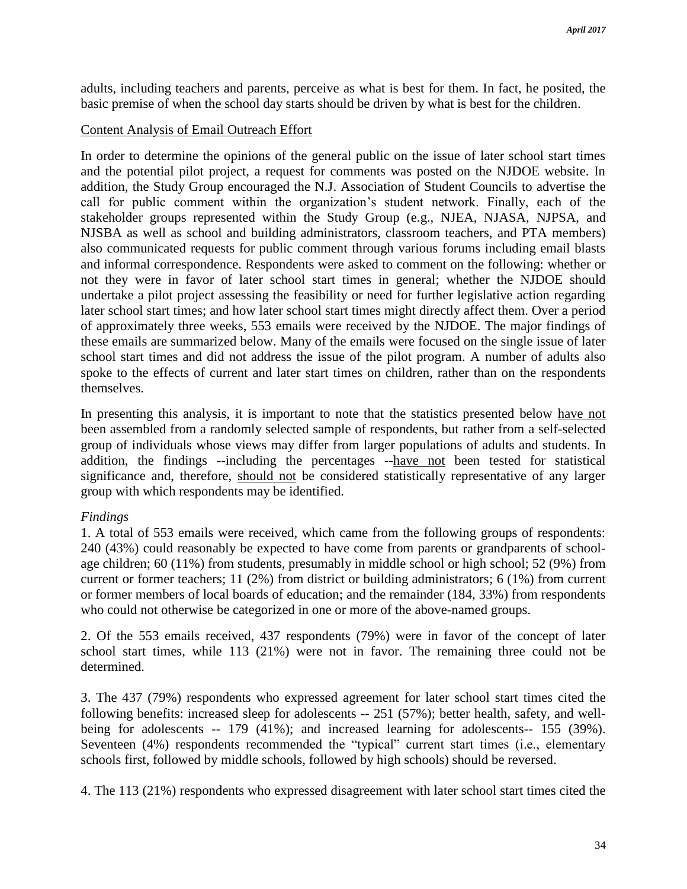adults, including teachers and parents, perceive as what is best for them. In fact, he posited, the basic premise of when the school day starts should be driven by what is best for the children.

<u>Content Analysis of Email Outreach Effort</u>

In order to determine the opinions of the general public on the issue of later school start times and the potential pilot project, a request for comments was posted on the NJDOE website. In addition, the Study Group encouraged the N.J. Association of Student Councils to advertise the call for public comment within the organization's student network. Finally, each of the stakeholder groups represented within the Study Group (e.g., NJEA, NJASA, NJPSA, and NJSBA as well as school and building administrators, classroom teachers, and PTA members) also communicated requests for public comment through various forums including email blasts and informal correspondence. Respondents were asked to comment on the following: whether or not they were in favor of later school start times in general; whether the NJDOE should undertake a pilot project assessing the feasibility or need for further legislative action regarding later school start times; and how later school start times might directly affect them. Over a period of approximately three weeks, 553 emails were received by the NJDOE. The major findings of these emails are summarized below. Many of the emails were focused on the single issue of later school start times and did not address the issue of the pilot program. A number of adults also spoke to the effects of current and later start times on children, rather than on the respondents themselves.

In presenting this analysis, it is important to note that the statistics presented below <u>have not</u> been assembled from a randomly selected sample of respondents, but rather from a self-selected group of individuals whose views may differ from larger populations of adults and students. In addition, the findings --including the percentages --<u>have not</u> been tested for statistical significance and, therefore, <u>should not</u> be considered statistically representative of any larger group with which respondents may be identified.

*Findings*

1. A total of 553 emails were received, which came from the following groups of respondents: 240 (43%) could reasonably be expected to have come from parents or grandparents of school-age children; 60 (11%) from students, presumably in middle school or high school; 52 (9%) from current or former teachers; 11 (2%) from district or building administrators; 6 (1%) from current or former members of local boards of education; and the remainder (184, 33%) from respondents who could not otherwise be categorized in one or more of the above-named groups.

2. Of the 553 emails received, 437 respondents (79%) were in favor of the concept of later school start times, while 113 (21%) were not in favor. The remaining three could not be determined.

3. The 437 (79%) respondents who expressed agreement for later school start times cited the following benefits: increased sleep for adolescents -- 251 (57%); better health, safety, and well-being for adolescents -- 179 (41%); and increased learning for adolescents-- 155 (39%). Seventeen (4%) respondents recommended the "typical" current start times (i.e., elementary schools first, followed by middle schools, followed by high schools) should be reversed.

4. The 113 (21%) respondents who expressed disagreement with later school start times cited the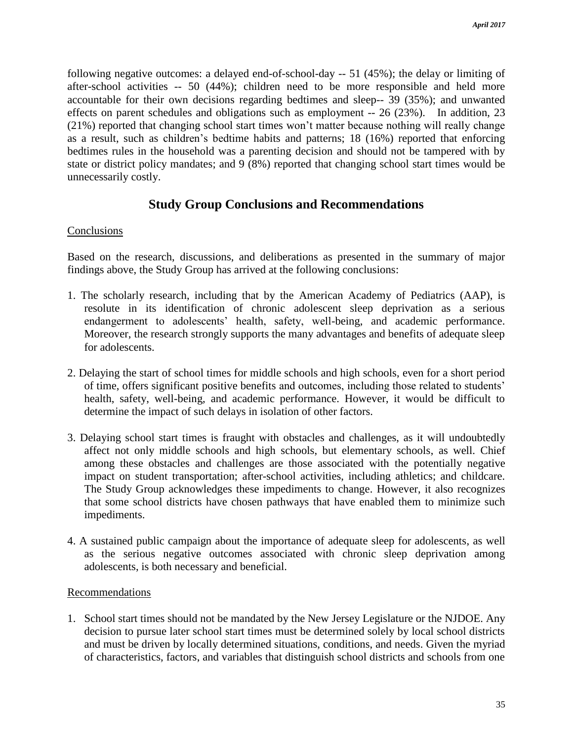following negative outcomes: a delayed end-of-school-day -- 51 (45%); the delay or limiting of after-school activities -- 50 (44%); children need to be more responsible and held more accountable for their own decisions regarding bedtimes and sleep-- 39 (35%); and unwanted effects on parent schedules and obligations such as employment -- 26 (23%). In addition, 23 (21%) reported that changing school start times won't matter because nothing will really change as a result, such as children's bedtime habits and patterns; 18 (16%) reported that enforcing bedtimes rules in the household was a parenting decision and should not be tampered with by state or district policy mandates; and 9 (8%) reported that changing school start times would be unnecessarily costly.

## Study Group Conclusions and Recommendations

### Conclusions

Based on the research, discussions, and deliberations as presented in the summary of major findings above, the Study Group has arrived at the following conclusions:

1. The scholarly research, including that by the American Academy of Pediatrics (AAP), is resolute in its identification of chronic adolescent sleep deprivation as a serious endangerment to adolescents' health, safety, well-being, and academic performance. Moreover, the research strongly supports the many advantages and benefits of adequate sleep for adolescents.

2. Delaying the start of school times for middle schools and high schools, even for a short period of time, offers significant positive benefits and outcomes, including those related to students' health, safety, well-being, and academic performance. However, it would be difficult to determine the impact of such delays in isolation of other factors.

3. Delaying school start times is fraught with obstacles and challenges, as it will undoubtedly affect not only middle schools and high schools, but elementary schools, as well. Chief among these obstacles and challenges are those associated with the potentially negative impact on student transportation; after-school activities, including athletics; and childcare. The Study Group acknowledges these impediments to change. However, it also recognizes that some school districts have chosen pathways that have enabled them to minimize such impediments.

4. A sustained public campaign about the importance of adequate sleep for adolescents, as well as the serious negative outcomes associated with chronic sleep deprivation among adolescents, is both necessary and beneficial.

### Recommendations

1. School start times should not be mandated by the New Jersey Legislature or the NJDOE. Any decision to pursue later school start times must be determined solely by local school districts and must be driven by locally determined situations, conditions, and needs. Given the myriad of characteristics, factors, and variables that distinguish school districts and schools from one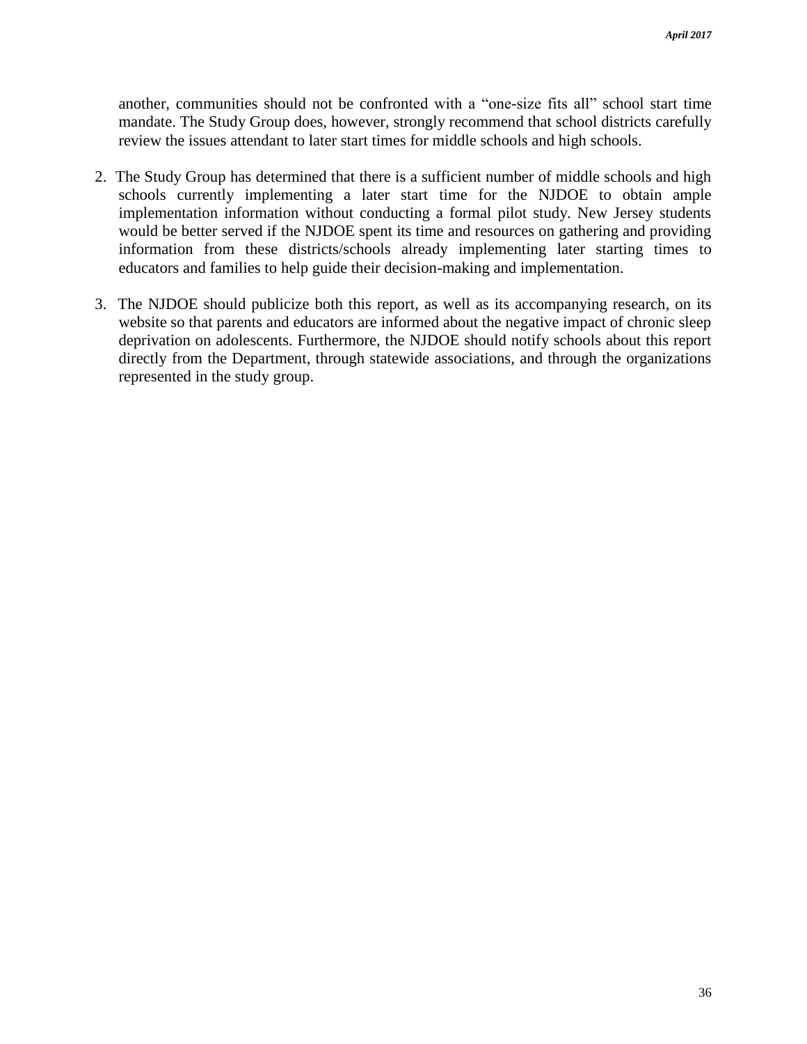another, communities should not be confronted with a “one-size fits all” school start time mandate. The Study Group does, however, strongly recommend that school districts carefully review the issues attendant to later start times for middle schools and high schools.

2. The Study Group has determined that there is a sufficient number of middle schools and high schools currently implementing a later start time for the NJDOE to obtain ample implementation information without conducting a formal pilot study. New Jersey students would be better served if the NJDOE spent its time and resources on gathering and providing information from these districts/schools already implementing later starting times to educators and families to help guide their decision-making and implementation.

3. The NJDOE should publicize both this report, as well as its accompanying research, on its website so that parents and educators are informed about the negative impact of chronic sleep deprivation on adolescents. Furthermore, the NJDOE should notify schools about this report directly from the Department, through statewide associations, and through the organizations represented in the study group.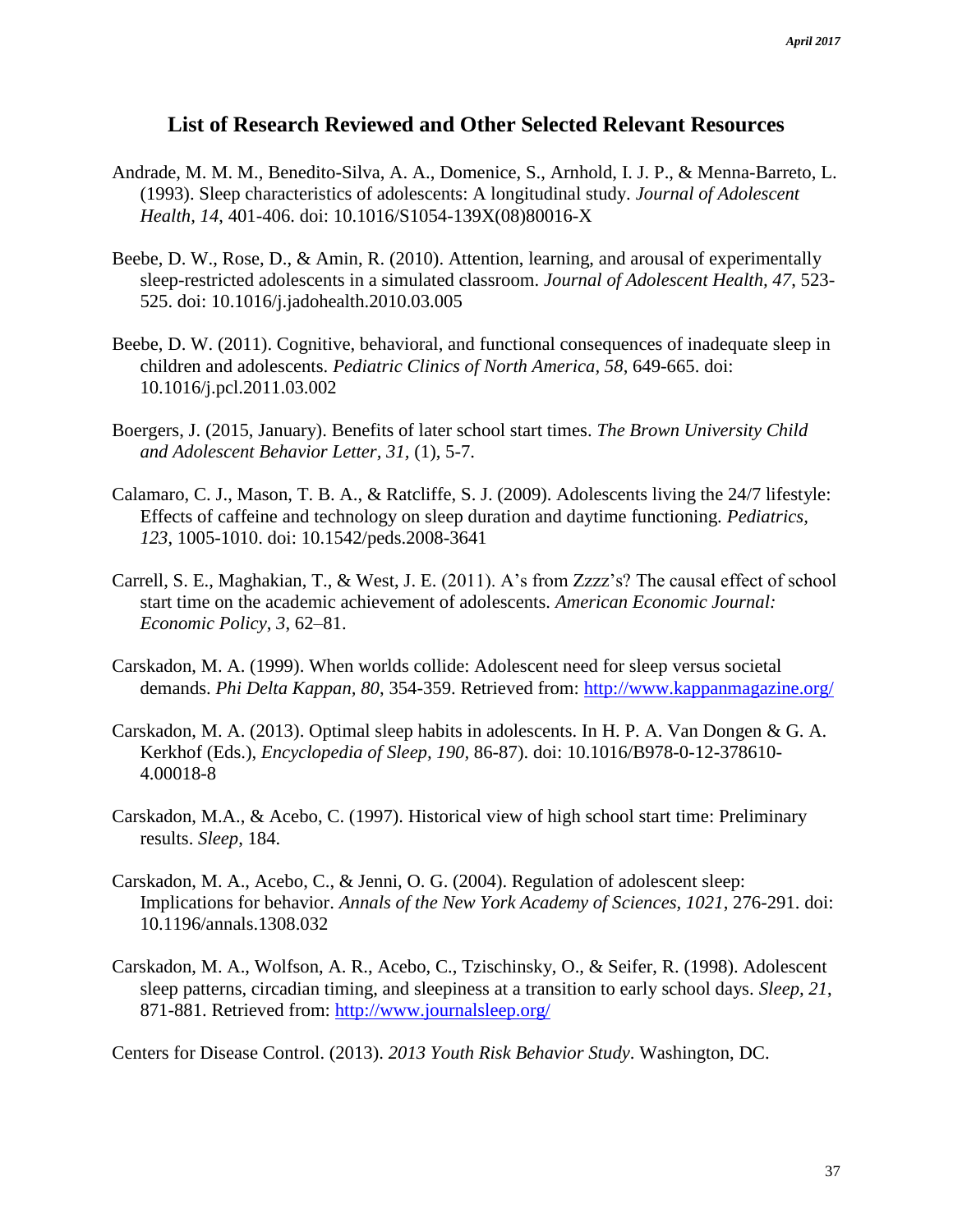## List of Research Reviewed and Other Selected Relevant Resources

Andrade, M. M. M., Benedito-Silva, A. A., Domenice, S., Arnhold, I. J. P., & Menna-Barreto, L. (1993). Sleep characteristics of adolescents: A longitudinal study. *Journal of Adolescent Health*, *14*, 401-406. doi: 10.1016/S1054-139X(08)80016-X

Beebe, D. W., Rose, D., & Amin, R. (2010). Attention, learning, and arousal of experimentally sleep-restricted adolescents in a simulated classroom. *Journal of Adolescent Health, 47*, 523-525. doi: 10.1016/j.jadohealth.2010.03.005

Beebe, D. W. (2011). Cognitive, behavioral, and functional consequences of inadequate sleep in children and adolescents. *Pediatric Clinics of North America, 58*, 649-665. doi: 10.1016/j.pcl.2011.03.002

Boergers, J. (2015, January). Benefits of later school start times. *The Brown University Child and Adolescent Behavior Letter, 31*, (1), 5-7.

Calamaro, C. J., Mason, T. B. A., & Ratcliffe, S. J. (2009). Adolescents living the 24/7 lifestyle: Effects of caffeine and technology on sleep duration and daytime functioning. *Pediatrics, 123*, 1005-1010. doi: 10.1542/peds.2008-3641

Carrell, S. E., Maghakian, T., & West, J. E. (2011). A's from Zzzz's? The causal effect of school start time on the academic achievement of adolescents. *American Economic Journal: Economic Policy*, *3*, 62–81.

Carskadon, M. A. (1999). When worlds collide: Adolescent need for sleep versus societal demands. *Phi Delta Kappan, 80*, 354-359. Retrieved from: http://www.kappanmagazine.org/

Carskadon, M. A. (2013). Optimal sleep habits in adolescents. In H. P. A. Van Dongen & G. A. Kerkhof (Eds.), *Encyclopedia of Sleep, 190*, 86-87). doi: 10.1016/B978-0-12-378610-4.00018-8

Carskadon, M.A., & Acebo, C. (1997). Historical view of high school start time: Preliminary results. *Sleep*, 184.

Carskadon, M. A., Acebo, C., & Jenni, O. G. (2004). Regulation of adolescent sleep: Implications for behavior. *Annals of the New York Academy of Sciences, 1021*, 276-291. doi: 10.1196/annals.1308.032

Carskadon, M. A., Wolfson, A. R., Acebo, C., Tzischinsky, O., & Seifer, R. (1998). Adolescent sleep patterns, circadian timing, and sleepiness at a transition to early school days. *Sleep, 21*, 871-881. Retrieved from: http://www.journalsleep.org/

Centers for Disease Control. (2013). *2013 Youth Risk Behavior Study*. Washington, DC.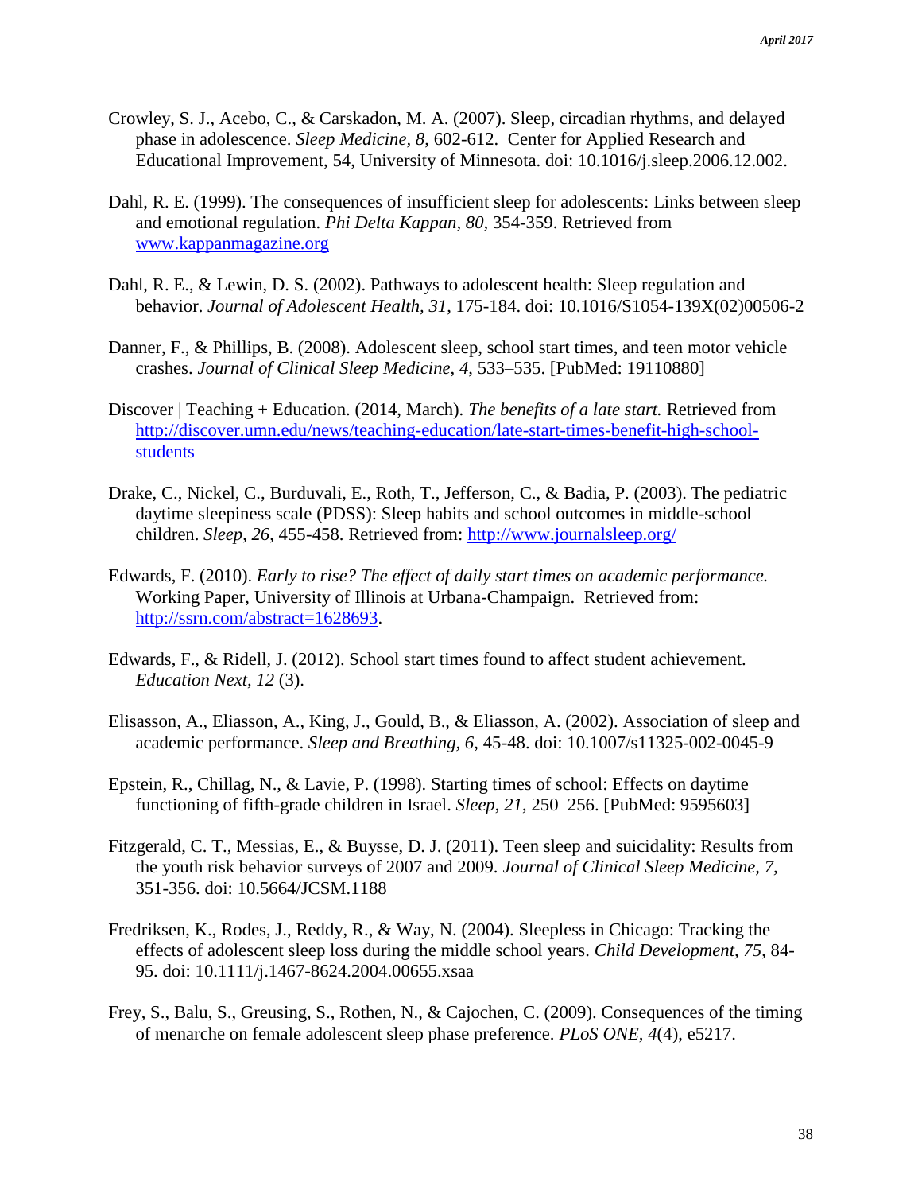Crowley, S. J., Acebo, C., & Carskadon, M. A. (2007). Sleep, circadian rhythms, and delayed phase in adolescence. *Sleep Medicine, 8*, 602-612. Center for Applied Research and Educational Improvement, 54, University of Minnesota. doi: 10.1016/j.sleep.2006.12.002.

Dahl, R. E. (1999). The consequences of insufficient sleep for adolescents: Links between sleep and emotional regulation. *Phi Delta Kappan, 80*, 354-359. Retrieved from www.kappanmagazine.org

Dahl, R. E., & Lewin, D. S. (2002). Pathways to adolescent health: Sleep regulation and behavior. *Journal of Adolescent Health, 31*, 175-184. doi: 10.1016/S1054-139X(02)00506-2

Danner, F., & Phillips, B. (2008). Adolescent sleep, school start times, and teen motor vehicle crashes. *Journal of Clinical Sleep Medicine*, *4*, 533–535. [PubMed: 19110880]

Discover | Teaching + Education. (2014, March). *The benefits of a late start.* Retrieved from http://discover.umn.edu/news/teaching-education/late-start-times-benefit-high-school-students

Drake, C., Nickel, C., Burduvali, E., Roth, T., Jefferson, C., & Badia, P. (2003). The pediatric daytime sleepiness scale (PDSS): Sleep habits and school outcomes in middle-school children. *Sleep*, *26*, 455-458. Retrieved from: http://www.journalsleep.org/

Edwards, F. (2010). *Early to rise? The effect of daily start times on academic performance.* Working Paper, University of Illinois at Urbana-Champaign. Retrieved from: http://ssrn.com/abstract=1628693.

Edwards, F., & Ridell, J. (2012). School start times found to affect student achievement. *Education Next, 12* (3).

Elisasson, A., Eliasson, A., King, J., Gould, B., & Eliasson, A. (2002). Association of sleep and academic performance. *Sleep and Breathing, 6*, 45-48. doi: 10.1007/s11325-002-0045-9

Epstein, R., Chillag, N., & Lavie, P. (1998). Starting times of school: Effects on daytime functioning of fifth-grade children in Israel. *Sleep*, *21*, 250–256. [PubMed: 9595603]

Fitzgerald, C. T., Messias, E., & Buysse, D. J. (2011). Teen sleep and suicidality: Results from the youth risk behavior surveys of 2007 and 2009. *Journal of Clinical Sleep Medicine*, *7*, 351-356. doi: 10.5664/JCSM.1188

Fredriksen, K., Rodes, J., Reddy, R., & Way, N. (2004). Sleepless in Chicago: Tracking the effects of adolescent sleep loss during the middle school years. *Child Development*, *75*, 84-95. doi: 10.1111/j.1467-8624.2004.00655.xsaa

Frey, S., Balu, S., Greusing, S., Rothen, N., & Cajochen, C. (2009). Consequences of the timing of menarche on female adolescent sleep phase preference. *PLoS ONE, 4*(4), e5217.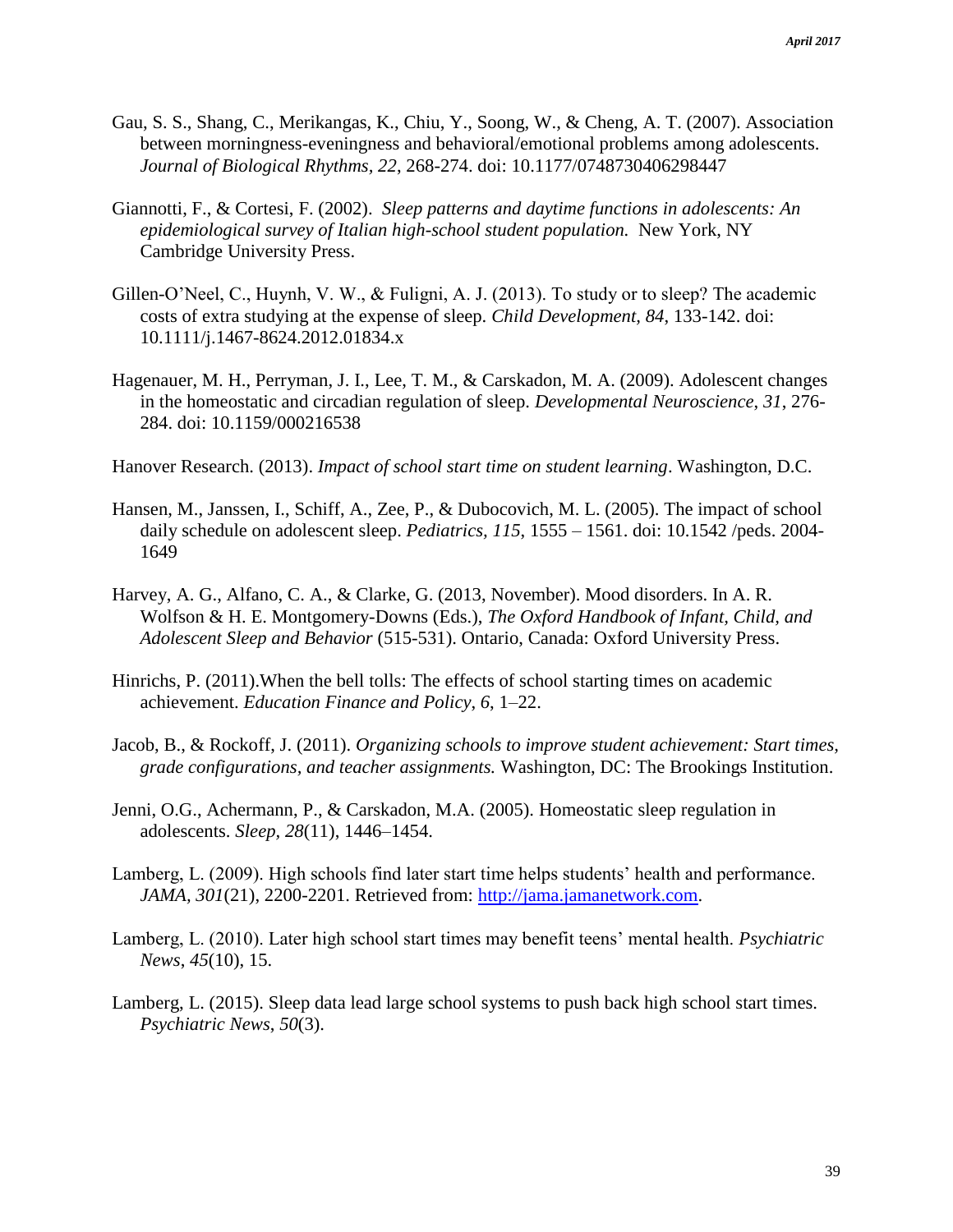Gau, S. S., Shang, C., Merikangas, K., Chiu, Y., Soong, W., & Cheng, A. T. (2007). Association between morningness-eveningness and behavioral/emotional problems among adolescents. *Journal of Biological Rhythms*, *22*, 268-274. doi: 10.1177/0748730406298447

Giannotti, F., & Cortesi, F. (2002). *Sleep patterns and daytime functions in adolescents: An epidemiological survey of Italian high-school student population.* New York, NY Cambridge University Press.

Gillen-O'Neel, C., Huynh, V. W., & Fuligni, A. J. (2013). To study or to sleep? The academic costs of extra studying at the expense of sleep. *Child Development, 84*, 133-142. doi: 10.1111/j.1467-8624.2012.01834.x

Hagenauer, M. H., Perryman, J. I., Lee, T. M., & Carskadon, M. A. (2009). Adolescent changes in the homeostatic and circadian regulation of sleep. *Developmental Neuroscience*, *31*, 276-284. doi: 10.1159/000216538

Hanover Research. (2013). *Impact of school start time on student learning*. Washington, D.C.

Hansen, M., Janssen, I., Schiff, A., Zee, P., & Dubocovich, M. L. (2005). The impact of school daily schedule on adolescent sleep. *Pediatrics, 115*, 1555 – 1561. doi: 10.1542 /peds. 2004-1649

Harvey, A. G., Alfano, C. A., & Clarke, G. (2013, November). Mood disorders. In A. R. Wolfson & H. E. Montgomery-Downs (Eds.), *The Oxford Handbook of Infant, Child, and Adolescent Sleep and Behavior* (515-531). Ontario, Canada: Oxford University Press.

Hinrichs, P. (2011).When the bell tolls: The effects of school starting times on academic achievement. *Education Finance and Policy*, *6*, 1–22.

Jacob, B., & Rockoff, J. (2011). *Organizing schools to improve student achievement: Start times, grade configurations, and teacher assignments.* Washington, DC: The Brookings Institution.

Jenni, O.G., Achermann, P., & Carskadon, M.A. (2005). Homeostatic sleep regulation in adolescents. *Sleep*, *28*(11), 1446–1454.

Lamberg, L. (2009). High schools find later start time helps students' health and performance. *JAMA, 301*(21), 2200-2201. Retrieved from: http://jama.jamanetwork.com.

Lamberg, L. (2010). Later high school start times may benefit teens' mental health. *Psychiatric News*, *45*(10), 15.

Lamberg, L. (2015). Sleep data lead large school systems to push back high school start times. *Psychiatric News*, *50*(3).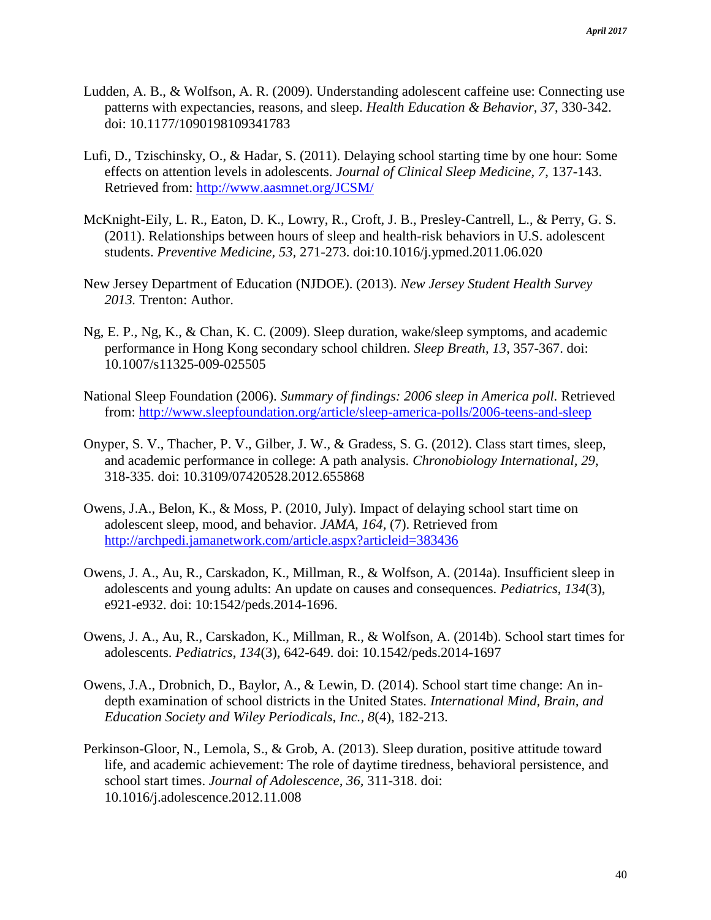Ludden, A. B., & Wolfson, A. R. (2009). Understanding adolescent caffeine use: Connecting use patterns with expectancies, reasons, and sleep. *Health Education & Behavior, 37*, 330-342. doi: 10.1177/1090198109341783

Lufi, D., Tzischinsky, O., & Hadar, S. (2011). Delaying school starting time by one hour: Some effects on attention levels in adolescents. *Journal of Clinical Sleep Medicine, 7*, 137-143. Retrieved from: http://www.aasmnet.org/JCSM/

McKnight-Eily, L. R., Eaton, D. K., Lowry, R., Croft, J. B., Presley-Cantrell, L., & Perry, G. S. (2011). Relationships between hours of sleep and health-risk behaviors in U.S. adolescent students. *Preventive Medicine, 53*, 271-273. doi:10.1016/j.ypmed.2011.06.020

New Jersey Department of Education (NJDOE). (2013). *New Jersey Student Health Survey 2013.* Trenton: Author.

Ng, E. P., Ng, K., & Chan, K. C. (2009). Sleep duration, wake/sleep symptoms, and academic performance in Hong Kong secondary school children. *Sleep Breath, 13*, 357-367. doi: 10.1007/s11325-009-025505

National Sleep Foundation (2006). *Summary of findings: 2006 sleep in America poll.* Retrieved from: http://www.sleepfoundation.org/article/sleep-america-polls/2006-teens-and-sleep

Onyper, S. V., Thacher, P. V., Gilber, J. W., & Gradess, S. G. (2012). Class start times, sleep, and academic performance in college: A path analysis. *Chronobiology International*, *29*, 318-335. doi: 10.3109/07420528.2012.655868

Owens, J.A., Belon, K., & Moss, P. (2010, July). Impact of delaying school start time on adolescent sleep, mood, and behavior. *JAMA*, *164*, (7). Retrieved from http://archpedi.jamanetwork.com/article.aspx?articleid=383436

Owens, J. A., Au, R., Carskadon, K., Millman, R., & Wolfson, A. (2014a). Insufficient sleep in adolescents and young adults: An update on causes and consequences. *Pediatrics*, *134*(3), e921-e932. doi: 10:1542/peds.2014-1696.

Owens, J. A., Au, R., Carskadon, K., Millman, R., & Wolfson, A. (2014b). School start times for adolescents. *Pediatrics*, *134*(3), 642-649. doi: 10.1542/peds.2014-1697

Owens, J.A., Drobnich, D., Baylor, A., & Lewin, D. (2014). School start time change: An in-depth examination of school districts in the United States. *International Mind, Brain, and Education Society and Wiley Periodicals, Inc., 8*(4), 182-213.

Perkinson-Gloor, N., Lemola, S., & Grob, A. (2013). Sleep duration, positive attitude toward life, and academic achievement: The role of daytime tiredness, behavioral persistence, and school start times. *Journal of Adolescence, 36*, 311-318. doi: 10.1016/j.adolescence.2012.11.008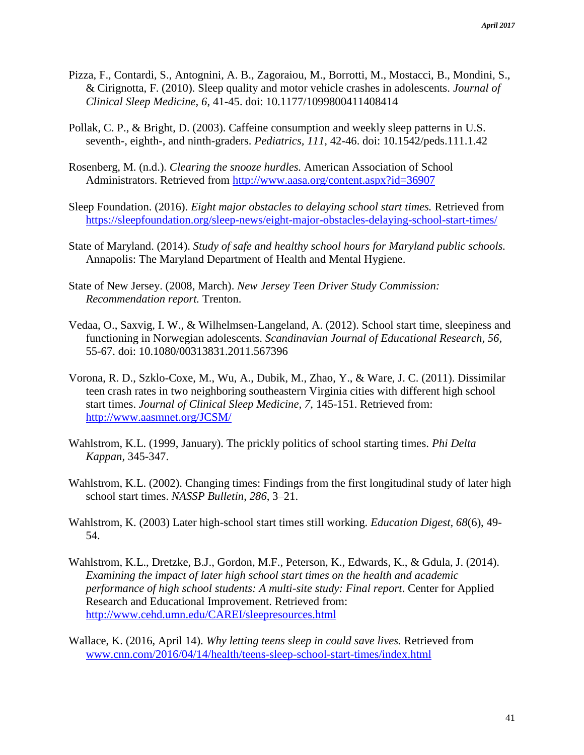Pizza, F., Contardi, S., Antognini, A. B., Zagoraiou, M., Borrotti, M., Mostacci, B., Mondini, S., & Cirignotta, F. (2010). Sleep quality and motor vehicle crashes in adolescents. *Journal of Clinical Sleep Medicine, 6*, 41-45. doi: 10.1177/1099800411408414

Pollak, C. P., & Bright, D. (2003). Caffeine consumption and weekly sleep patterns in U.S. seventh-, eighth-, and ninth-graders. *Pediatrics, 111,* 42-46. doi: 10.1542/peds.111.1.42

Rosenberg, M. (n.d.). *Clearing the snooze hurdles.* American Association of School Administrators. Retrieved from http://www.aasa.org/content.aspx?id=36907

Sleep Foundation. (2016). *Eight major obstacles to delaying school start times.* Retrieved from https://sleepfoundation.org/sleep-news/eight-major-obstacles-delaying-school-start-times/

State of Maryland. (2014). *Study of safe and healthy school hours for Maryland public schools.* Annapolis: The Maryland Department of Health and Mental Hygiene.

State of New Jersey. (2008, March). *New Jersey Teen Driver Study Commission: Recommendation report.* Trenton.

Vedaa, O., Saxvig, I. W., & Wilhelmsen-Langeland, A. (2012). School start time, sleepiness and functioning in Norwegian adolescents. *Scandinavian Journal of Educational Research, 56,* 55-67. doi: 10.1080/00313831.2011.567396

Vorona, R. D., Szklo-Coxe, M., Wu, A., Dubik, M., Zhao, Y., & Ware, J. C. (2011). Dissimilar teen crash rates in two neighboring southeastern Virginia cities with different high school start times. *Journal of Clinical Sleep Medicine, 7*, 145-151. Retrieved from: http://www.aasmnet.org/JCSM/

Wahlstrom, K.L. (1999, January). The prickly politics of school starting times. *Phi Delta Kappan*, 345-347.

Wahlstrom, K.L. (2002). Changing times: Findings from the first longitudinal study of later high school start times. *NASSP Bulletin*, *286*, 3–21.

Wahlstrom, K. (2003) Later high-school start times still working. *Education Digest*, *68*(6), 49-54.

Wahlstrom, K.L., Dretzke, B.J., Gordon, M.F., Peterson, K., Edwards, K., & Gdula, J. (2014). *Examining the impact of later high school start times on the health and academic performance of high school students: A multi-site study: Final report*. Center for Applied Research and Educational Improvement. Retrieved from: http://www.cehd.umn.edu/CAREI/sleepresources.html

Wallace, K. (2016, April 14). *Why letting teens sleep in could save lives.* Retrieved from www.cnn.com/2016/04/14/health/teens-sleep-school-start-times/index.html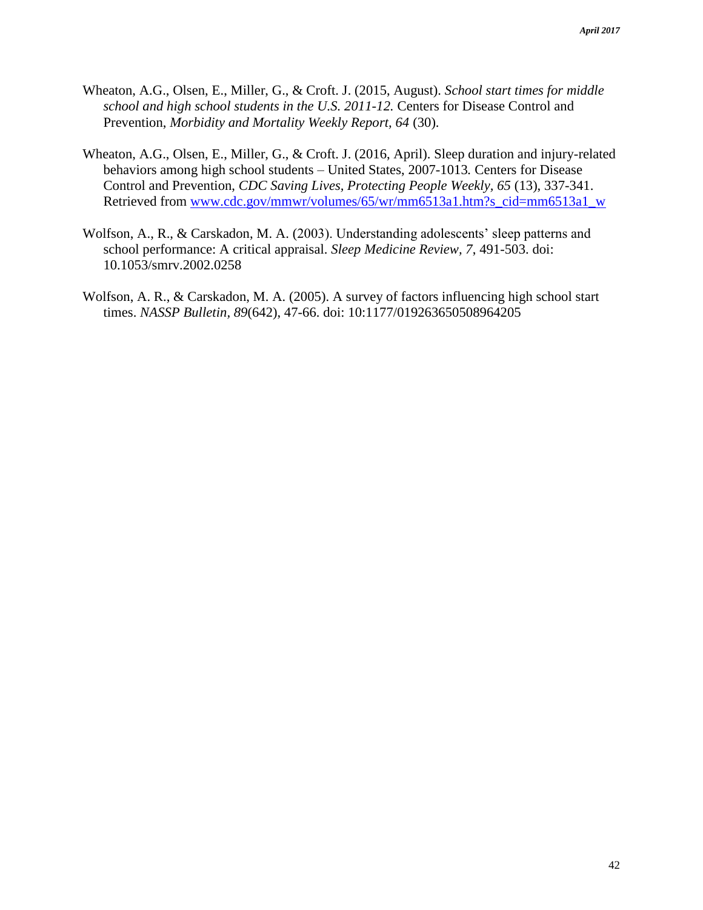Wheaton, A.G., Olsen, E., Miller, G., & Croft. J. (2015, August). *School start times for middle school and high school students in the U.S. 2011-12.* Centers for Disease Control and Prevention, *Morbidity and Mortality Weekly Report*, *64* (30).

Wheaton, A.G., Olsen, E., Miller, G., & Croft. J. (2016, April). Sleep duration and injury-related behaviors among high school students – United States, 2007-1013. Centers for Disease Control and Prevention, *CDC Saving Lives, Protecting People Weekly*, *65* (13), 337-341. Retrieved from [www.cdc.gov/mmwr/volumes/65/wr/mm6513a1.htm?s_cid=mm6513a1_w](www.cdc.gov/mmwr/volumes/65/wr/mm6513a1.htm?s_cid=mm6513a1_w)

Wolfson, A., R., & Carskadon, M. A. (2003). Understanding adolescents' sleep patterns and school performance: A critical appraisal. *Sleep Medicine Review*, *7*, 491-503. doi: 10.1053/smrv.2002.0258

Wolfson, A. R., & Carskadon, M. A. (2005). A survey of factors influencing high school start times. *NASSP Bulletin*, *89*(642), 47-66. doi: 10:1177/019263650508964205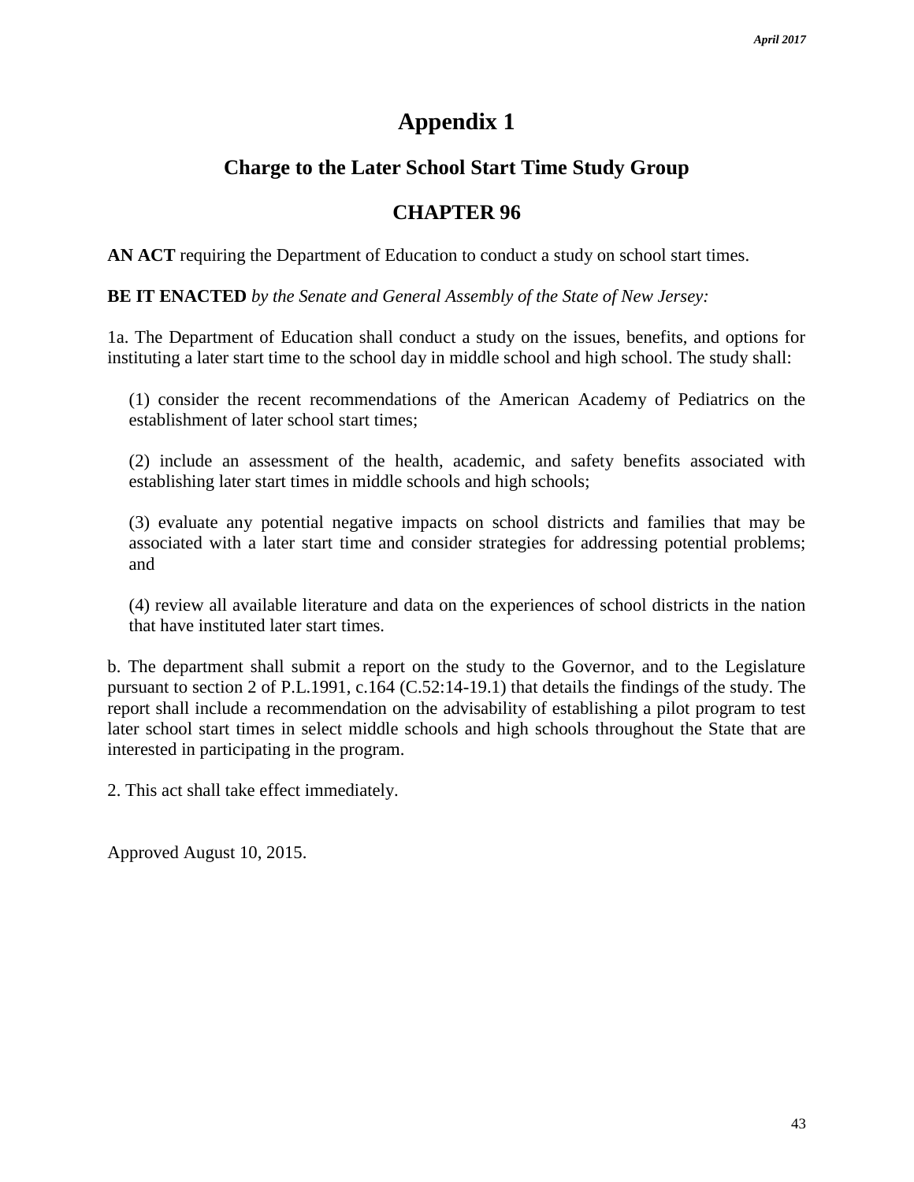# Appendix 1

## Charge to the Later School Start Time Study Group

## CHAPTER 96

**AN ACT** requiring the Department of Education to conduct a study on school start times.

**BE IT ENACTED** *by the Senate and General Assembly of the State of New Jersey:*

1a. The Department of Education shall conduct a study on the issues, benefits, and options for instituting a later start time to the school day in middle school and high school. The study shall:

(1) consider the recent recommendations of the American Academy of Pediatrics on the establishment of later school start times;

(2) include an assessment of the health, academic, and safety benefits associated with establishing later start times in middle schools and high schools;

(3) evaluate any potential negative impacts on school districts and families that may be associated with a later start time and consider strategies for addressing potential problems; and

(4) review all available literature and data on the experiences of school districts in the nation that have instituted later start times.

b. The department shall submit a report on the study to the Governor, and to the Legislature pursuant to section 2 of P.L.1991, c.164 (C.52:14-19.1) that details the findings of the study. The report shall include a recommendation on the advisability of establishing a pilot program to test later school start times in select middle schools and high schools throughout the State that are interested in participating in the program.

2. This act shall take effect immediately.

Approved August 10, 2015.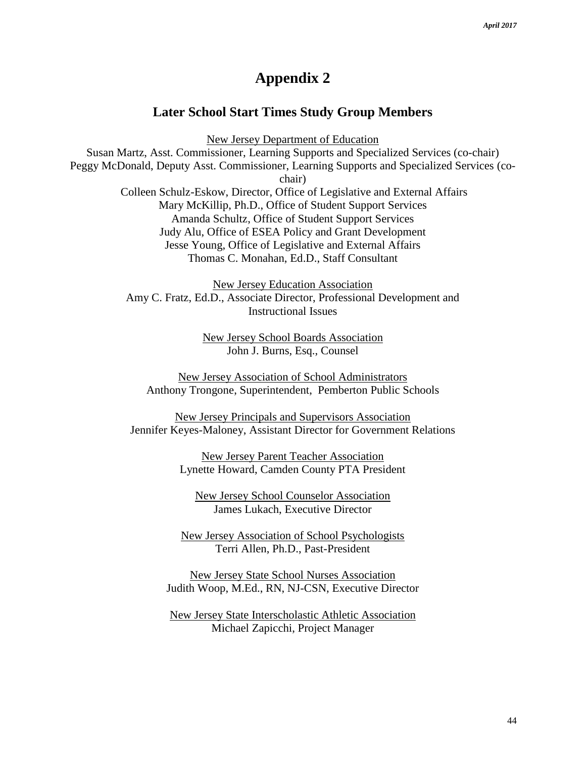# Appendix 2

## Later School Start Times Study Group Members

New Jersey Department of Education
Susan Martz, Asst. Commissioner, Learning Supports and Specialized Services (co-chair)
Peggy McDonald, Deputy Asst. Commissioner, Learning Supports and Specialized Services (co-chair)
Colleen Schulz-Eskow, Director, Office of Legislative and External Affairs
Mary McKillip, Ph.D., Office of Student Support Services
Amanda Schultz, Office of Student Support Services
Judy Alu, Office of ESEA Policy and Grant Development
Jesse Young, Office of Legislative and External Affairs
Thomas C. Monahan, Ed.D., Staff Consultant

New Jersey Education Association
Amy C. Fratz, Ed.D., Associate Director, Professional Development and Instructional Issues

New Jersey School Boards Association
John J. Burns, Esq., Counsel

New Jersey Association of School Administrators
Anthony Trongone, Superintendent, Pemberton Public Schools

New Jersey Principals and Supervisors Association
Jennifer Keyes-Maloney, Assistant Director for Government Relations

New Jersey Parent Teacher Association
Lynette Howard, Camden County PTA President

New Jersey School Counselor Association
James Lukach, Executive Director

New Jersey Association of School Psychologists
Terri Allen, Ph.D., Past-President

New Jersey State School Nurses Association
Judith Woop, M.Ed., RN, NJ-CSN, Executive Director

New Jersey State Interscholastic Athletic Association
Michael Zapicchi, Project Manager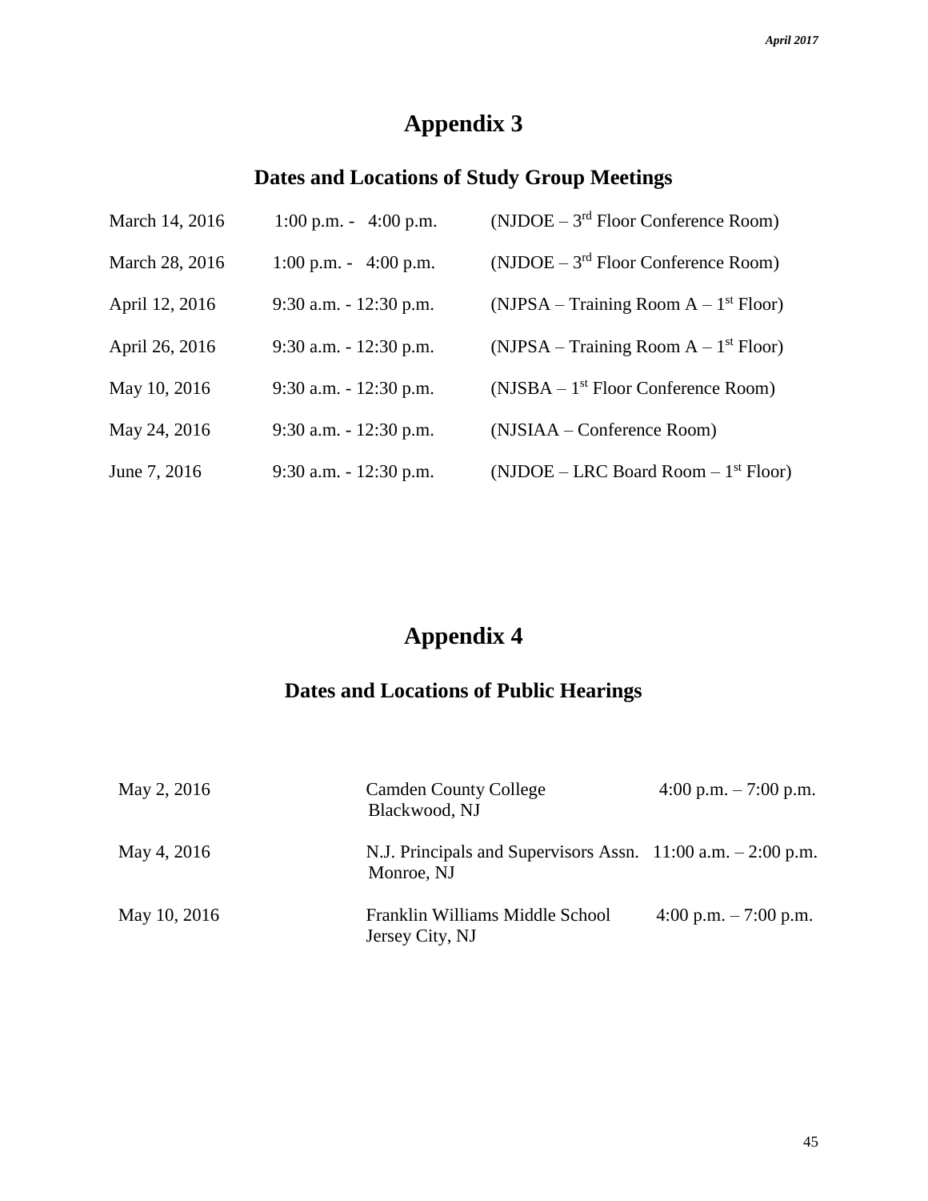# Appendix 3

## Dates and Locations of Study Group Meetings

| | | |
|---|---|---|
| March 14, 2016 | 1:00 p.m. - 4:00 p.m. | (NJDOE – 3rd Floor Conference Room) |
| March 28, 2016 | 1:00 p.m. - 4:00 p.m. | (NJDOE – 3rd Floor Conference Room) |
| April 12, 2016 | 9:30 a.m. - 12:30 p.m. | (NJPSA – Training Room A – 1st Floor) |
| April 26, 2016 | 9:30 a.m. - 12:30 p.m. | (NJPSA – Training Room A – 1st Floor) |
| May 10, 2016 | 9:30 a.m. - 12:30 p.m. | (NJSBA – 1st Floor Conference Room) |
| May 24, 2016 | 9:30 a.m. - 12:30 p.m. | (NJSIAA – Conference Room) |
| June 7, 2016 | 9:30 a.m. - 12:30 p.m. | (NJDOE – LRC Board Room – 1st Floor) |

# Appendix 4

## Dates and Locations of Public Hearings

| | | |
|---|---|---|
| May 2, 2016 | Camden County College<br>Blackwood, NJ | 4:00 p.m. – 7:00 p.m. |
| May 4, 2016 | N.J. Principals and Supervisors Assn.<br>Monroe, NJ | 11:00 a.m. – 2:00 p.m. |
| May 10, 2016 | Franklin Williams Middle School<br>Jersey City, NJ | 4:00 p.m. – 7:00 p.m. |